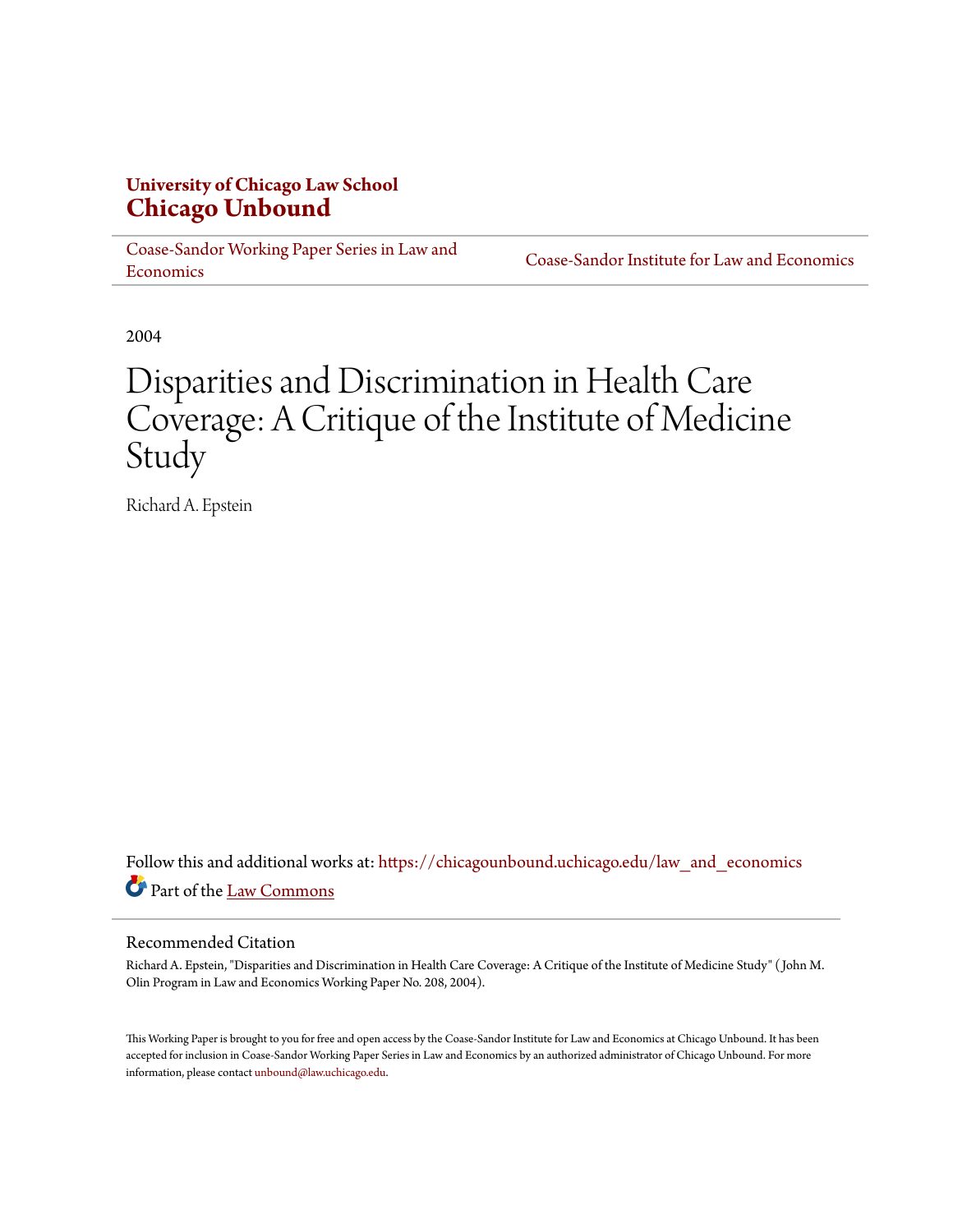**University of Chicago Law School**
**Chicago Unbound**

Coase-Sandor Working Paper Series in Law and Economics | Coase-Sandor Institute for Law and Economics

2004

# Disparities and Discrimination in Health Care Coverage: A Critique of the Institute of Medicine Study

Richard A. Epstein

Follow this and additional works at: https://chicagounbound.uchicago.edu/law_and_economics

Part of the Law Commons

## Recommended Citation

Richard A. Epstein, "Disparities and Discrimination in Health Care Coverage: A Critique of the Institute of Medicine Study" (John M. Olin Program in Law and Economics Working Paper No. 208, 2004).

This Working Paper is brought to you for free and open access by the Coase-Sandor Institute for Law and Economics at Chicago Unbound. It has been accepted for inclusion in Coase-Sandor Working Paper Series in Law and Economics by an authorized administrator of Chicago Unbound. For more information, please contact unbound@law.uchicago.edu.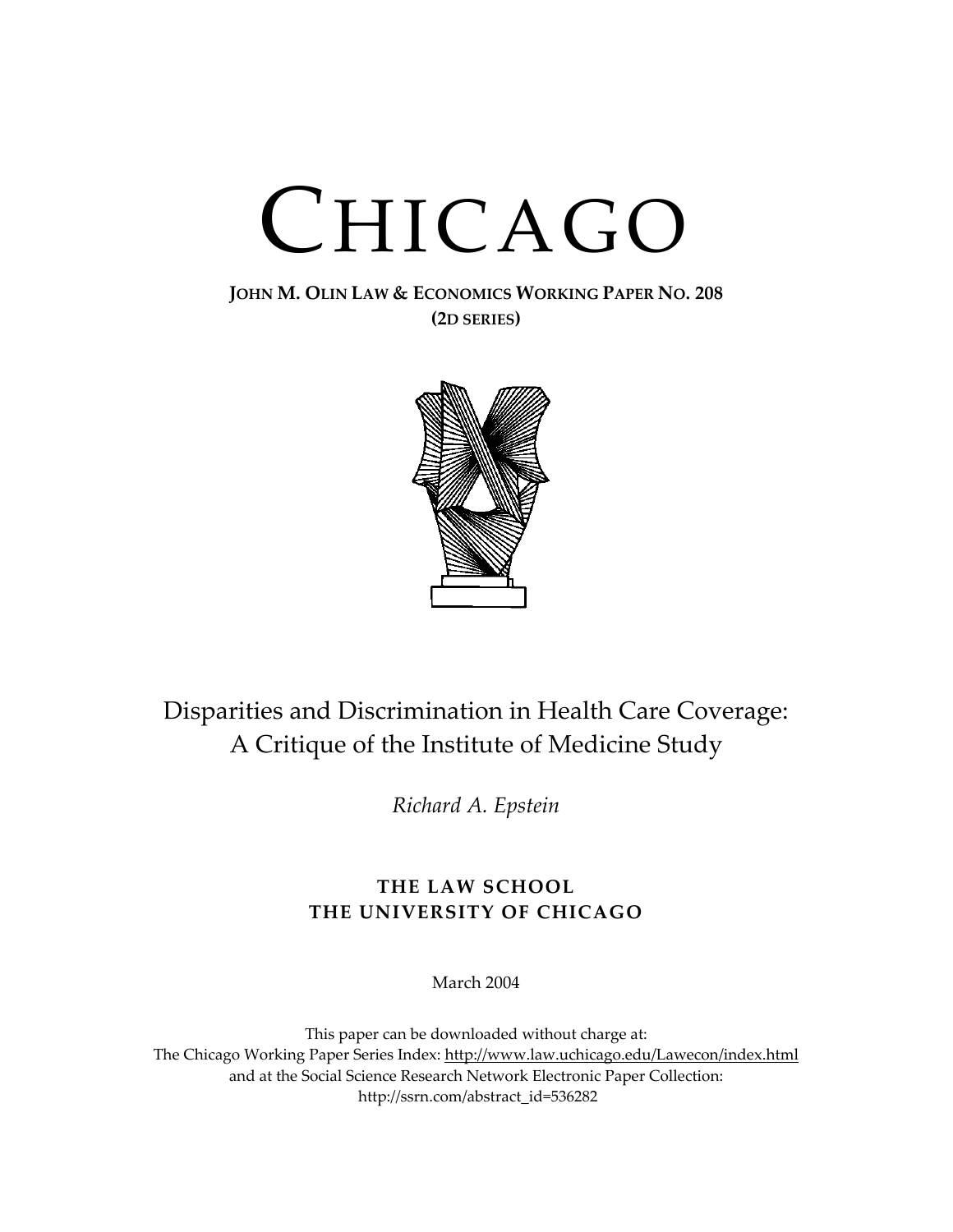# CHICAGO

**JOHN M. OLIN LAW & ECONOMICS WORKING PAPER NO. 208**
**(2D SERIES)**

## Disparities and Discrimination in Health Care Coverage: A Critique of the Institute of Medicine Study

*Richard A. Epstein*

**THE LAW SCHOOL**
**THE UNIVERSITY OF CHICAGO**

March 2004

This paper can be downloaded without charge at:
The Chicago Working Paper Series Index: http://www.law.uchicago.edu/Lawecon/index.html
and at the Social Science Research Network Electronic Paper Collection:
http://ssrn.com/abstract_id=536282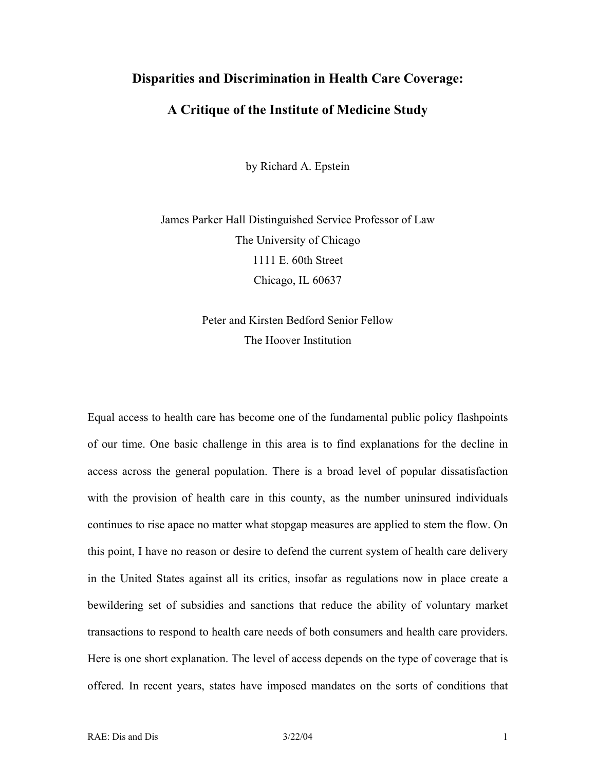# Disparities and Discrimination in Health Care Coverage:

# A Critique of the Institute of Medicine Study

by Richard A. Epstein

James Parker Hall Distinguished Service Professor of Law
The University of Chicago
1111 E. 60th Street
Chicago, IL 60637

Peter and Kirsten Bedford Senior Fellow
The Hoover Institution

Equal access to health care has become one of the fundamental public policy flashpoints of our time. One basic challenge in this area is to find explanations for the decline in access across the general population. There is a broad level of popular dissatisfaction with the provision of health care in this county, as the number uninsured individuals continues to rise apace no matter what stopgap measures are applied to stem the flow. On this point, I have no reason or desire to defend the current system of health care delivery in the United States against all its critics, insofar as regulations now in place create a bewildering set of subsidies and sanctions that reduce the ability of voluntary market transactions to respond to health care needs of both consumers and health care providers. Here is one short explanation. The level of access depends on the type of coverage that is offered. In recent years, states have imposed mandates on the sorts of conditions that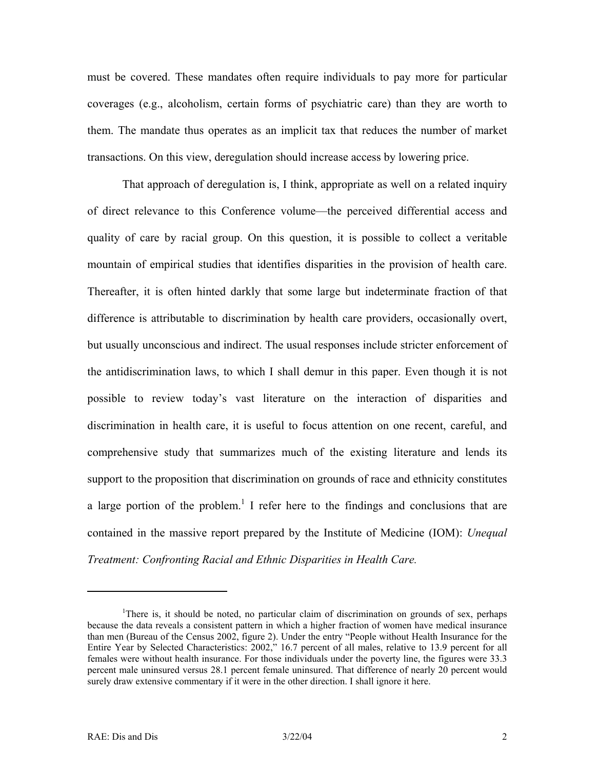must be covered. These mandates often require individuals to pay more for particular coverages (e.g., alcoholism, certain forms of psychiatric care) than they are worth to them. The mandate thus operates as an implicit tax that reduces the number of market transactions. On this view, deregulation should increase access by lowering price.

That approach of deregulation is, I think, appropriate as well on a related inquiry of direct relevance to this Conference volume—the perceived differential access and quality of care by racial group. On this question, it is possible to collect a veritable mountain of empirical studies that identifies disparities in the provision of health care. Thereafter, it is often hinted darkly that some large but indeterminate fraction of that difference is attributable to discrimination by health care providers, occasionally overt, but usually unconscious and indirect. The usual responses include stricter enforcement of the antidiscrimination laws, to which I shall demur in this paper. Even though it is not possible to review today's vast literature on the interaction of disparities and discrimination in health care, it is useful to focus attention on one recent, careful, and comprehensive study that summarizes much of the existing literature and lends its support to the proposition that discrimination on grounds of race and ethnicity constitutes a large portion of the problem.[1] I refer here to the findings and conclusions that are contained in the massive report prepared by the Institute of Medicine (IOM): *Unequal Treatment: Confronting Racial and Ethnic Disparities in Health Care.*

---

[1]There is, it should be noted, no particular claim of discrimination on grounds of sex, perhaps because the data reveals a consistent pattern in which a higher fraction of women have medical insurance than men (Bureau of the Census 2002, figure 2). Under the entry "People without Health Insurance for the Entire Year by Selected Characteristics: 2002," 16.7 percent of all males, relative to 13.9 percent for all females were without health insurance. For those individuals under the poverty line, the figures were 33.3 percent male uninsured versus 28.1 percent female uninsured. That difference of nearly 20 percent would surely draw extensive commentary if it were in the other direction. I shall ignore it here.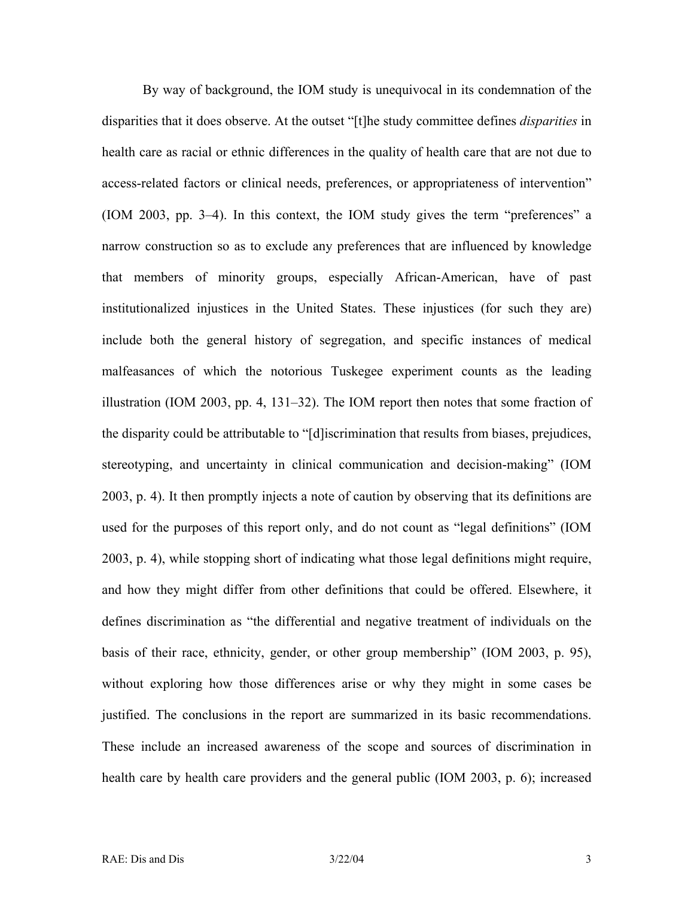By way of background, the IOM study is unequivocal in its condemnation of the disparities that it does observe. At the outset "[t]he study committee defines *disparities* in health care as racial or ethnic differences in the quality of health care that are not due to access-related factors or clinical needs, preferences, or appropriateness of intervention" (IOM 2003, pp. 3–4). In this context, the IOM study gives the term "preferences" a narrow construction so as to exclude any preferences that are influenced by knowledge that members of minority groups, especially African-American, have of past institutionalized injustices in the United States. These injustices (for such they are) include both the general history of segregation, and specific instances of medical malfeasances of which the notorious Tuskegee experiment counts as the leading illustration (IOM 2003, pp. 4, 131–32). The IOM report then notes that some fraction of the disparity could be attributable to "[d]iscrimination that results from biases, prejudices, stereotyping, and uncertainty in clinical communication and decision-making" (IOM 2003, p. 4). It then promptly injects a note of caution by observing that its definitions are used for the purposes of this report only, and do not count as "legal definitions" (IOM 2003, p. 4), while stopping short of indicating what those legal definitions might require, and how they might differ from other definitions that could be offered. Elsewhere, it defines discrimination as "the differential and negative treatment of individuals on the basis of their race, ethnicity, gender, or other group membership" (IOM 2003, p. 95), without exploring how those differences arise or why they might in some cases be justified. The conclusions in the report are summarized in its basic recommendations. These include an increased awareness of the scope and sources of discrimination in health care by health care providers and the general public (IOM 2003, p. 6); increased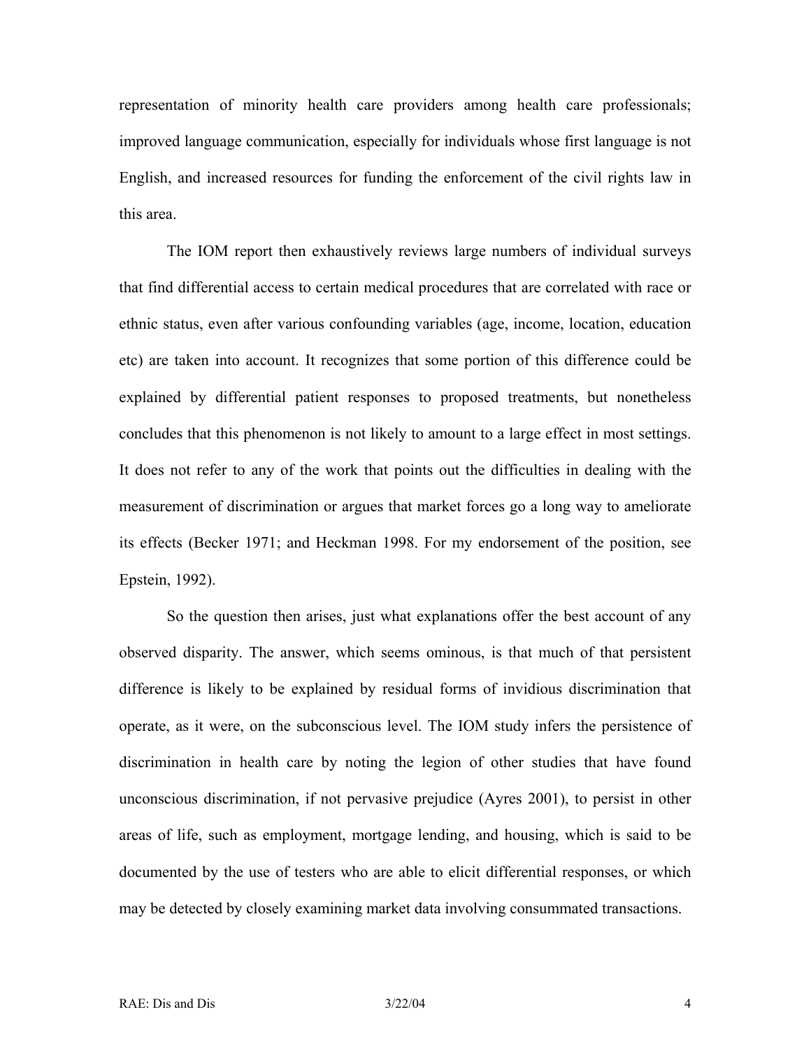representation of minority health care providers among health care professionals; improved language communication, especially for individuals whose first language is not English, and increased resources for funding the enforcement of the civil rights law in this area.

The IOM report then exhaustively reviews large numbers of individual surveys that find differential access to certain medical procedures that are correlated with race or ethnic status, even after various confounding variables (age, income, location, education etc) are taken into account. It recognizes that some portion of this difference could be explained by differential patient responses to proposed treatments, but nonetheless concludes that this phenomenon is not likely to amount to a large effect in most settings. It does not refer to any of the work that points out the difficulties in dealing with the measurement of discrimination or argues that market forces go a long way to ameliorate its effects (Becker 1971; and Heckman 1998. For my endorsement of the position, see Epstein, 1992).

So the question then arises, just what explanations offer the best account of any observed disparity. The answer, which seems ominous, is that much of that persistent difference is likely to be explained by residual forms of invidious discrimination that operate, as it were, on the subconscious level. The IOM study infers the persistence of discrimination in health care by noting the legion of other studies that have found unconscious discrimination, if not pervasive prejudice (Ayres 2001), to persist in other areas of life, such as employment, mortgage lending, and housing, which is said to be documented by the use of testers who are able to elicit differential responses, or which may be detected by closely examining market data involving consummated transactions.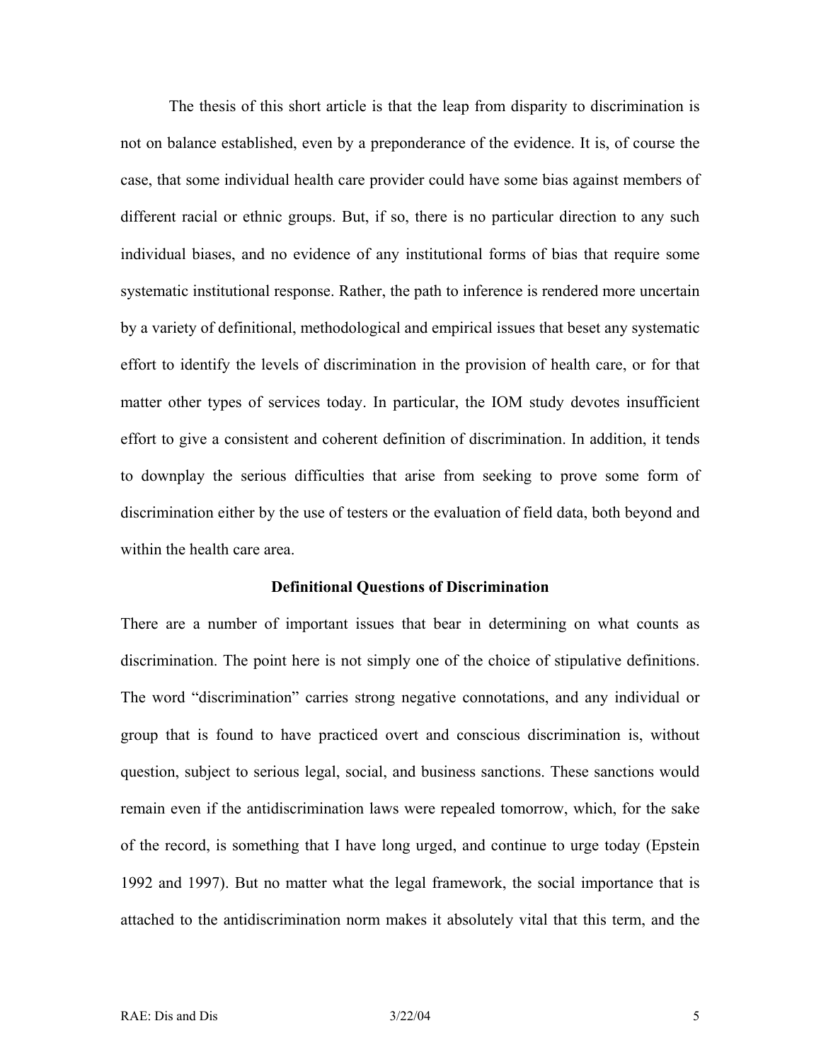The thesis of this short article is that the leap from disparity to discrimination is not on balance established, even by a preponderance of the evidence. It is, of course the case, that some individual health care provider could have some bias against members of different racial or ethnic groups. But, if so, there is no particular direction to any such individual biases, and no evidence of any institutional forms of bias that require some systematic institutional response. Rather, the path to inference is rendered more uncertain by a variety of definitional, methodological and empirical issues that beset any systematic effort to identify the levels of discrimination in the provision of health care, or for that matter other types of services today. In particular, the IOM study devotes insufficient effort to give a consistent and coherent definition of discrimination. In addition, it tends to downplay the serious difficulties that arise from seeking to prove some form of discrimination either by the use of testers or the evaluation of field data, both beyond and within the health care area.

### Definitional Questions of Discrimination

There are a number of important issues that bear in determining on what counts as discrimination. The point here is not simply one of the choice of stipulative definitions. The word "discrimination" carries strong negative connotations, and any individual or group that is found to have practiced overt and conscious discrimination is, without question, subject to serious legal, social, and business sanctions. These sanctions would remain even if the antidiscrimination laws were repealed tomorrow, which, for the sake of the record, is something that I have long urged, and continue to urge today (Epstein 1992 and 1997). But no matter what the legal framework, the social importance that is attached to the antidiscrimination norm makes it absolutely vital that this term, and the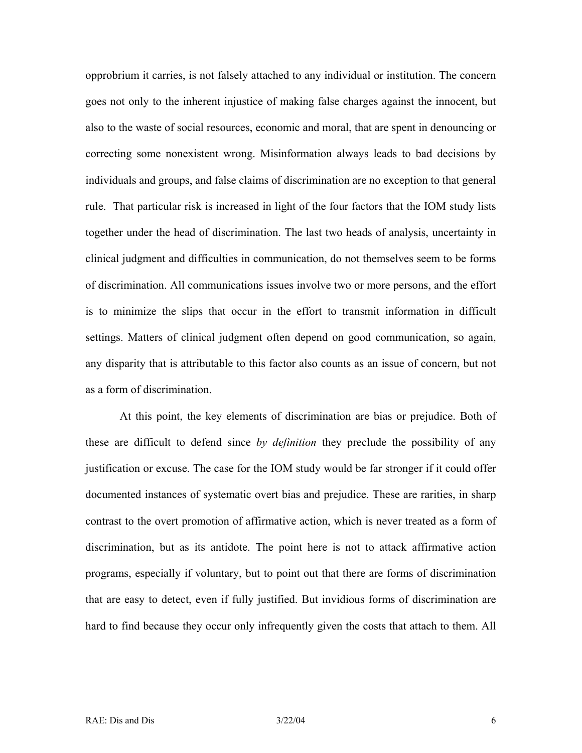opprobrium it carries, is not falsely attached to any individual or institution. The concern goes not only to the inherent injustice of making false charges against the innocent, but also to the waste of social resources, economic and moral, that are spent in denouncing or correcting some nonexistent wrong. Misinformation always leads to bad decisions by individuals and groups, and false claims of discrimination are no exception to that general rule. That particular risk is increased in light of the four factors that the IOM study lists together under the head of discrimination. The last two heads of analysis, uncertainty in clinical judgment and difficulties in communication, do not themselves seem to be forms of discrimination. All communications issues involve two or more persons, and the effort is to minimize the slips that occur in the effort to transmit information in difficult settings. Matters of clinical judgment often depend on good communication, so again, any disparity that is attributable to this factor also counts as an issue of concern, but not as a form of discrimination.

At this point, the key elements of discrimination are bias or prejudice. Both of these are difficult to defend since *by definition* they preclude the possibility of any justification or excuse. The case for the IOM study would be far stronger if it could offer documented instances of systematic overt bias and prejudice. These are rarities, in sharp contrast to the overt promotion of affirmative action, which is never treated as a form of discrimination, but as its antidote. The point here is not to attack affirmative action programs, especially if voluntary, but to point out that there are forms of discrimination that are easy to detect, even if fully justified. But invidious forms of discrimination are hard to find because they occur only infrequently given the costs that attach to them. All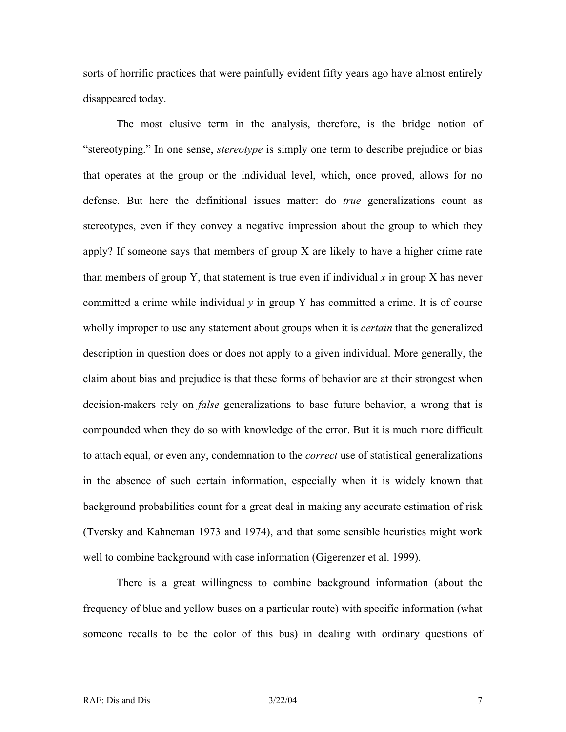sorts of horrific practices that were painfully evident fifty years ago have almost entirely disappeared today.

The most elusive term in the analysis, therefore, is the bridge notion of "stereotyping." In one sense, *stereotype* is simply one term to describe prejudice or bias that operates at the group or the individual level, which, once proved, allows for no defense. But here the definitional issues matter: do *true* generalizations count as stereotypes, even if they convey a negative impression about the group to which they apply? If someone says that members of group X are likely to have a higher crime rate than members of group Y, that statement is true even if individual $x$ in group X has never committed a crime while individual $y$ in group Y has committed a crime. It is of course wholly improper to use any statement about groups when it is *certain* that the generalized description in question does or does not apply to a given individual. More generally, the claim about bias and prejudice is that these forms of behavior are at their strongest when decision-makers rely on *false* generalizations to base future behavior, a wrong that is compounded when they do so with knowledge of the error. But it is much more difficult to attach equal, or even any, condemnation to the *correct* use of statistical generalizations in the absence of such certain information, especially when it is widely known that background probabilities count for a great deal in making any accurate estimation of risk (Tversky and Kahneman 1973 and 1974), and that some sensible heuristics might work well to combine background with case information (Gigerenzer et al. 1999).

There is a great willingness to combine background information (about the frequency of blue and yellow buses on a particular route) with specific information (what someone recalls to be the color of this bus) in dealing with ordinary questions of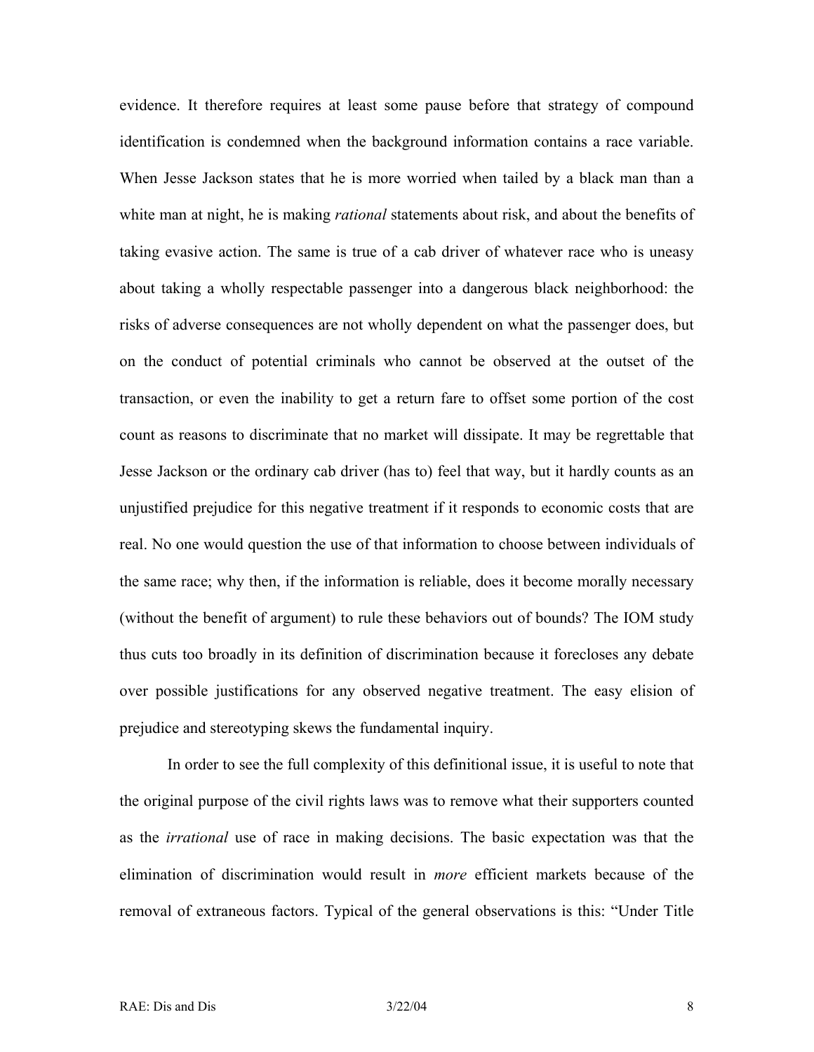evidence. It therefore requires at least some pause before that strategy of compound identification is condemned when the background information contains a race variable. When Jesse Jackson states that he is more worried when tailed by a black man than a white man at night, he is making *rational* statements about risk, and about the benefits of taking evasive action. The same is true of a cab driver of whatever race who is uneasy about taking a wholly respectable passenger into a dangerous black neighborhood: the risks of adverse consequences are not wholly dependent on what the passenger does, but on the conduct of potential criminals who cannot be observed at the outset of the transaction, or even the inability to get a return fare to offset some portion of the cost count as reasons to discriminate that no market will dissipate. It may be regrettable that Jesse Jackson or the ordinary cab driver (has to) feel that way, but it hardly counts as an unjustified prejudice for this negative treatment if it responds to economic costs that are real. No one would question the use of that information to choose between individuals of the same race; why then, if the information is reliable, does it become morally necessary (without the benefit of argument) to rule these behaviors out of bounds? The IOM study thus cuts too broadly in its definition of discrimination because it forecloses any debate over possible justifications for any observed negative treatment. The easy elision of prejudice and stereotyping skews the fundamental inquiry.

In order to see the full complexity of this definitional issue, it is useful to note that the original purpose of the civil rights laws was to remove what their supporters counted as the *irrational* use of race in making decisions. The basic expectation was that the elimination of discrimination would result in *more* efficient markets because of the removal of extraneous factors. Typical of the general observations is this: "Under Title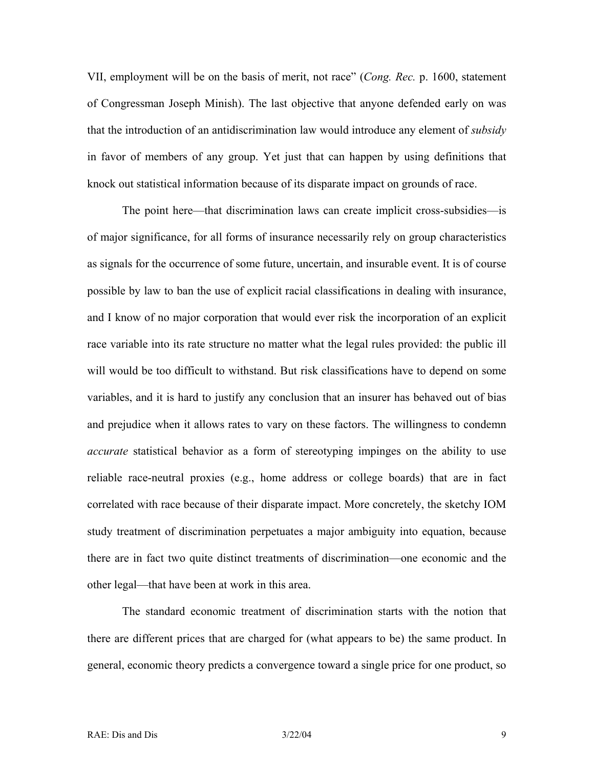VII, employment will be on the basis of merit, not race" (*Cong. Rec.* p. 1600, statement of Congressman Joseph Minish). The last objective that anyone defended early on was that the introduction of an antidiscrimination law would introduce any element of *subsidy* in favor of members of any group. Yet just that can happen by using definitions that knock out statistical information because of its disparate impact on grounds of race.

The point here—that discrimination laws can create implicit cross-subsidies—is of major significance, for all forms of insurance necessarily rely on group characteristics as signals for the occurrence of some future, uncertain, and insurable event. It is of course possible by law to ban the use of explicit racial classifications in dealing with insurance, and I know of no major corporation that would ever risk the incorporation of an explicit race variable into its rate structure no matter what the legal rules provided: the public ill will would be too difficult to withstand. But risk classifications have to depend on some variables, and it is hard to justify any conclusion that an insurer has behaved out of bias and prejudice when it allows rates to vary on these factors. The willingness to condemn *accurate* statistical behavior as a form of stereotyping impinges on the ability to use reliable race-neutral proxies (e.g., home address or college boards) that are in fact correlated with race because of their disparate impact. More concretely, the sketchy IOM study treatment of discrimination perpetuates a major ambiguity into equation, because there are in fact two quite distinct treatments of discrimination—one economic and the other legal—that have been at work in this area.

The standard economic treatment of discrimination starts with the notion that there are different prices that are charged for (what appears to be) the same product. In general, economic theory predicts a convergence toward a single price for one product, so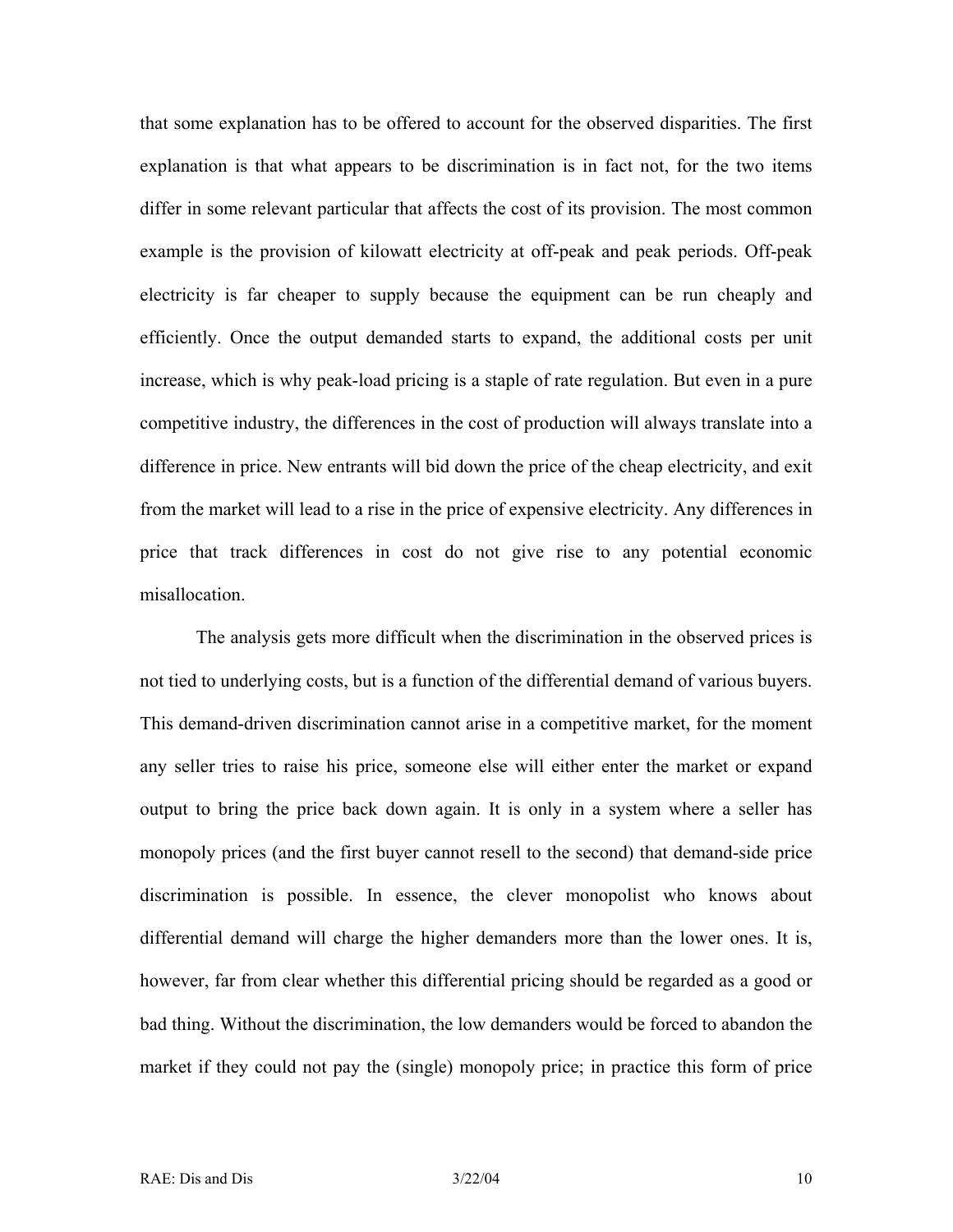that some explanation has to be offered to account for the observed disparities. The first explanation is that what appears to be discrimination is in fact not, for the two items differ in some relevant particular that affects the cost of its provision. The most common example is the provision of kilowatt electricity at off-peak and peak periods. Off-peak electricity is far cheaper to supply because the equipment can be run cheaply and efficiently. Once the output demanded starts to expand, the additional costs per unit increase, which is why peak-load pricing is a staple of rate regulation. But even in a pure competitive industry, the differences in the cost of production will always translate into a difference in price. New entrants will bid down the price of the cheap electricity, and exit from the market will lead to a rise in the price of expensive electricity. Any differences in price that track differences in cost do not give rise to any potential economic misallocation.

The analysis gets more difficult when the discrimination in the observed prices is not tied to underlying costs, but is a function of the differential demand of various buyers. This demand-driven discrimination cannot arise in a competitive market, for the moment any seller tries to raise his price, someone else will either enter the market or expand output to bring the price back down again. It is only in a system where a seller has monopoly prices (and the first buyer cannot resell to the second) that demand-side price discrimination is possible. In essence, the clever monopolist who knows about differential demand will charge the higher demanders more than the lower ones. It is, however, far from clear whether this differential pricing should be regarded as a good or bad thing. Without the discrimination, the low demanders would be forced to abandon the market if they could not pay the (single) monopoly price; in practice this form of price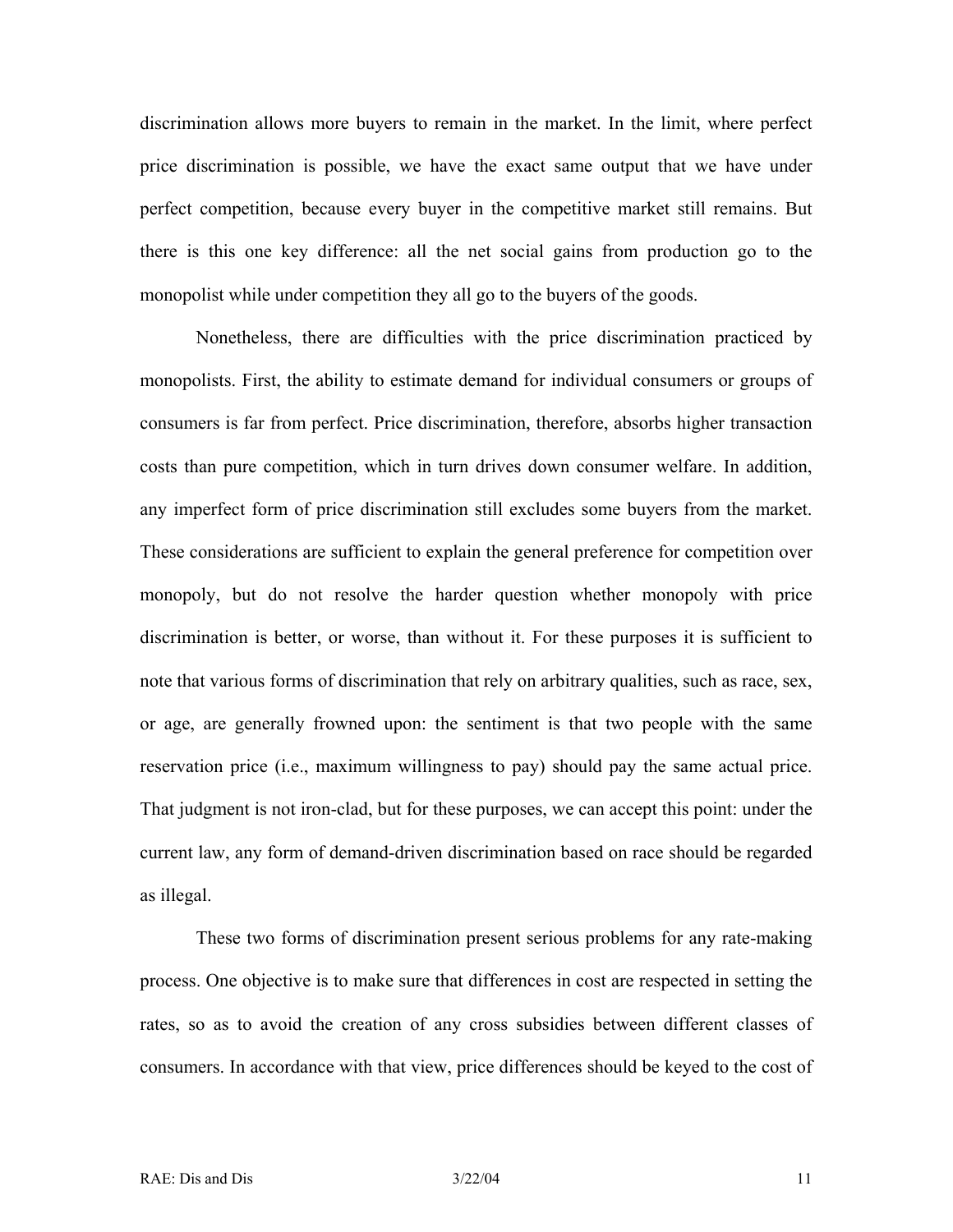discrimination allows more buyers to remain in the market. In the limit, where perfect price discrimination is possible, we have the exact same output that we have under perfect competition, because every buyer in the competitive market still remains. But there is this one key difference: all the net social gains from production go to the monopolist while under competition they all go to the buyers of the goods.

Nonetheless, there are difficulties with the price discrimination practiced by monopolists. First, the ability to estimate demand for individual consumers or groups of consumers is far from perfect. Price discrimination, therefore, absorbs higher transaction costs than pure competition, which in turn drives down consumer welfare. In addition, any imperfect form of price discrimination still excludes some buyers from the market. These considerations are sufficient to explain the general preference for competition over monopoly, but do not resolve the harder question whether monopoly with price discrimination is better, or worse, than without it. For these purposes it is sufficient to note that various forms of discrimination that rely on arbitrary qualities, such as race, sex, or age, are generally frowned upon: the sentiment is that two people with the same reservation price (i.e., maximum willingness to pay) should pay the same actual price. That judgment is not iron-clad, but for these purposes, we can accept this point: under the current law, any form of demand-driven discrimination based on race should be regarded as illegal.

These two forms of discrimination present serious problems for any rate-making process. One objective is to make sure that differences in cost are respected in setting the rates, so as to avoid the creation of any cross subsidies between different classes of consumers. In accordance with that view, price differences should be keyed to the cost of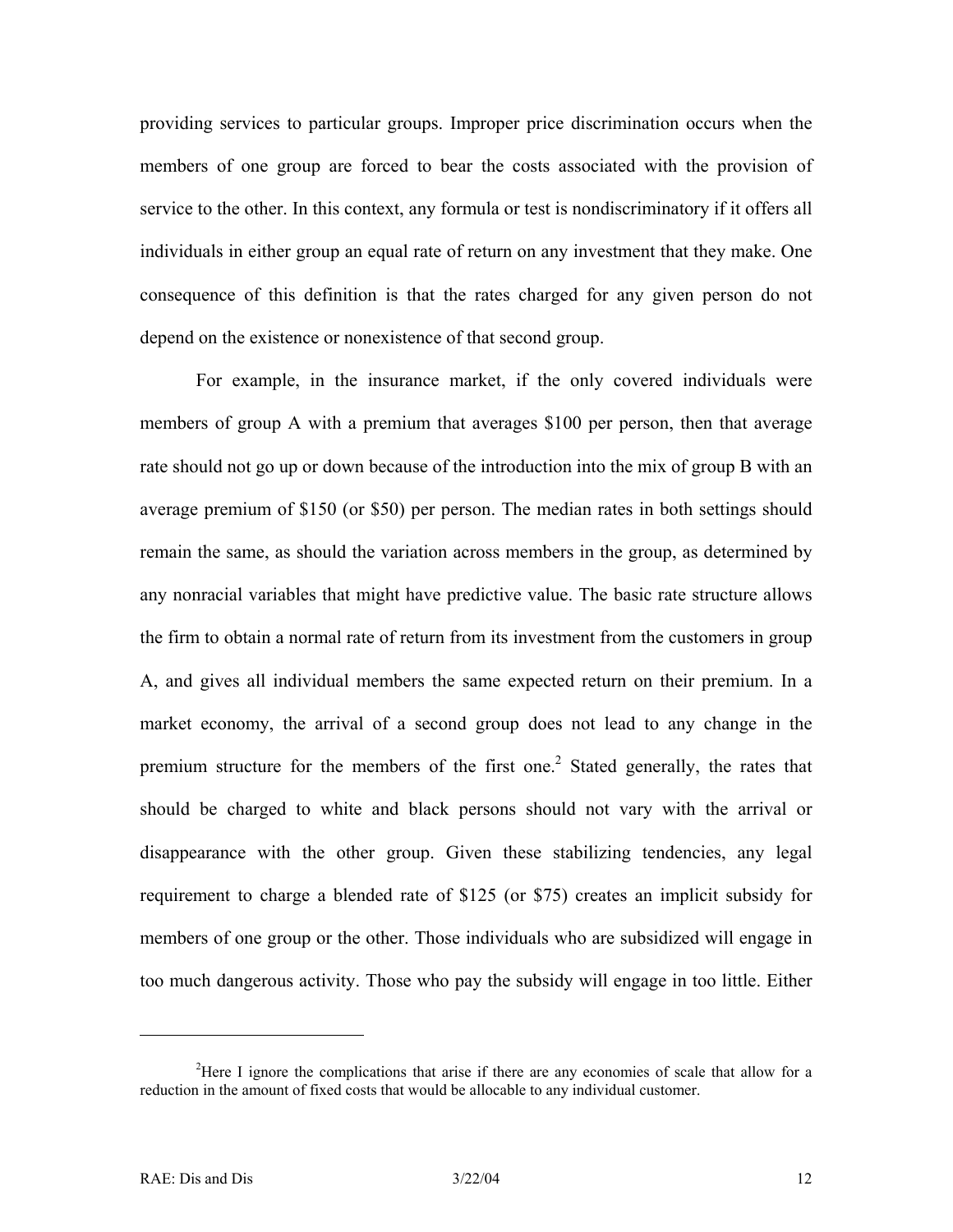providing services to particular groups. Improper price discrimination occurs when the members of one group are forced to bear the costs associated with the provision of service to the other. In this context, any formula or test is nondiscriminatory if it offers all individuals in either group an equal rate of return on any investment that they make. One consequence of this definition is that the rates charged for any given person do not depend on the existence or nonexistence of that second group.

For example, in the insurance market, if the only covered individuals were members of group A with a premium that averages $100 per person, then that average rate should not go up or down because of the introduction into the mix of group B with an average premium of $150 (or $50) per person. The median rates in both settings should remain the same, as should the variation across members in the group, as determined by any nonracial variables that might have predictive value. The basic rate structure allows the firm to obtain a normal rate of return from its investment from the customers in group A, and gives all individual members the same expected return on their premium. In a market economy, the arrival of a second group does not lead to any change in the premium structure for the members of the first one.[2] Stated generally, the rates that should be charged to white and black persons should not vary with the arrival or disappearance with the other group. Given these stabilizing tendencies, any legal requirement to charge a blended rate of $125 (or $75) creates an implicit subsidy for members of one group or the other. Those individuals who are subsidized will engage in too much dangerous activity. Those who pay the subsidy will engage in too little. Either

[2] Here I ignore the complications that arise if there are any economies of scale that allow for a reduction in the amount of fixed costs that would be allocable to any individual customer.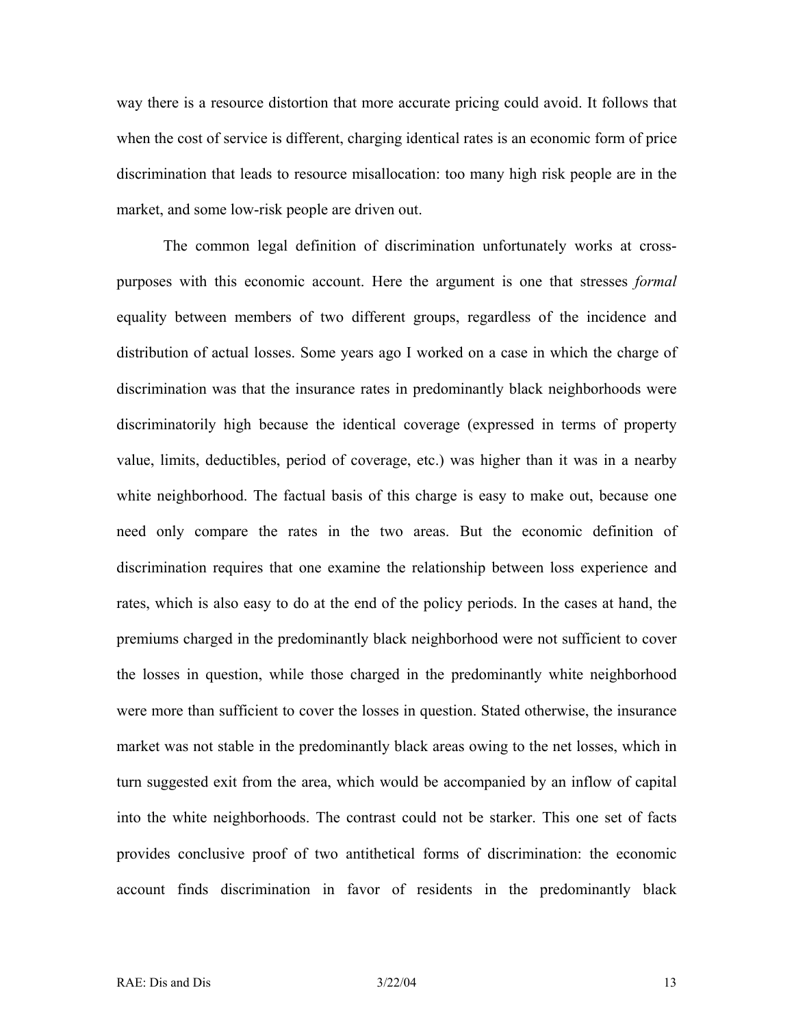way there is a resource distortion that more accurate pricing could avoid. It follows that when the cost of service is different, charging identical rates is an economic form of price discrimination that leads to resource misallocation: too many high risk people are in the market, and some low-risk people are driven out.

The common legal definition of discrimination unfortunately works at cross-purposes with this economic account. Here the argument is one that stresses *formal* equality between members of two different groups, regardless of the incidence and distribution of actual losses. Some years ago I worked on a case in which the charge of discrimination was that the insurance rates in predominantly black neighborhoods were discriminatorily high because the identical coverage (expressed in terms of property value, limits, deductibles, period of coverage, etc.) was higher than it was in a nearby white neighborhood. The factual basis of this charge is easy to make out, because one need only compare the rates in the two areas. But the economic definition of discrimination requires that one examine the relationship between loss experience and rates, which is also easy to do at the end of the policy periods. In the cases at hand, the premiums charged in the predominantly black neighborhood were not sufficient to cover the losses in question, while those charged in the predominantly white neighborhood were more than sufficient to cover the losses in question. Stated otherwise, the insurance market was not stable in the predominantly black areas owing to the net losses, which in turn suggested exit from the area, which would be accompanied by an inflow of capital into the white neighborhoods. The contrast could not be starker. This one set of facts provides conclusive proof of two antithetical forms of discrimination: the economic account finds discrimination in favor of residents in the predominantly black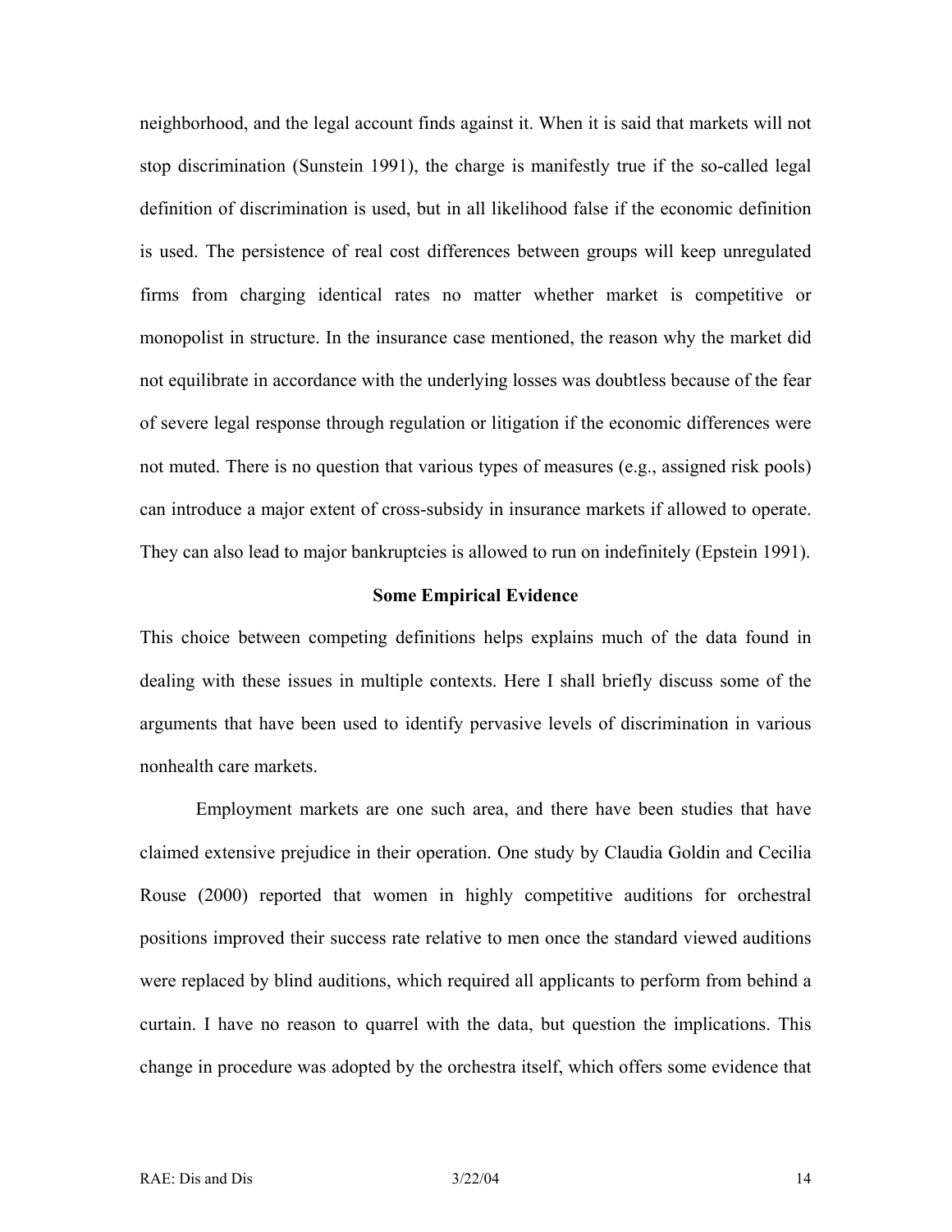neighborhood, and the legal account finds against it. When it is said that markets will not stop discrimination (Sunstein 1991), the charge is manifestly true if the so-called legal definition of discrimination is used, but in all likelihood false if the economic definition is used. The persistence of real cost differences between groups will keep unregulated firms from charging identical rates no matter whether market is competitive or monopolist in structure. In the insurance case mentioned, the reason why the market did not equilibrate in accordance with the underlying losses was doubtless because of the fear of severe legal response through regulation or litigation if the economic differences were not muted. There is no question that various types of measures (e.g., assigned risk pools) can introduce a major extent of cross-subsidy in insurance markets if allowed to operate. They can also lead to major bankruptcies is allowed to run on indefinitely (Epstein 1991).

**Some Empirical Evidence**

This choice between competing definitions helps explains much of the data found in dealing with these issues in multiple contexts. Here I shall briefly discuss some of the arguments that have been used to identify pervasive levels of discrimination in various nonhealth care markets.

Employment markets are one such area, and there have been studies that have claimed extensive prejudice in their operation. One study by Claudia Goldin and Cecilia Rouse (2000) reported that women in highly competitive auditions for orchestral positions improved their success rate relative to men once the standard viewed auditions were replaced by blind auditions, which required all applicants to perform from behind a curtain. I have no reason to quarrel with the data, but question the implications. This change in procedure was adopted by the orchestra itself, which offers some evidence that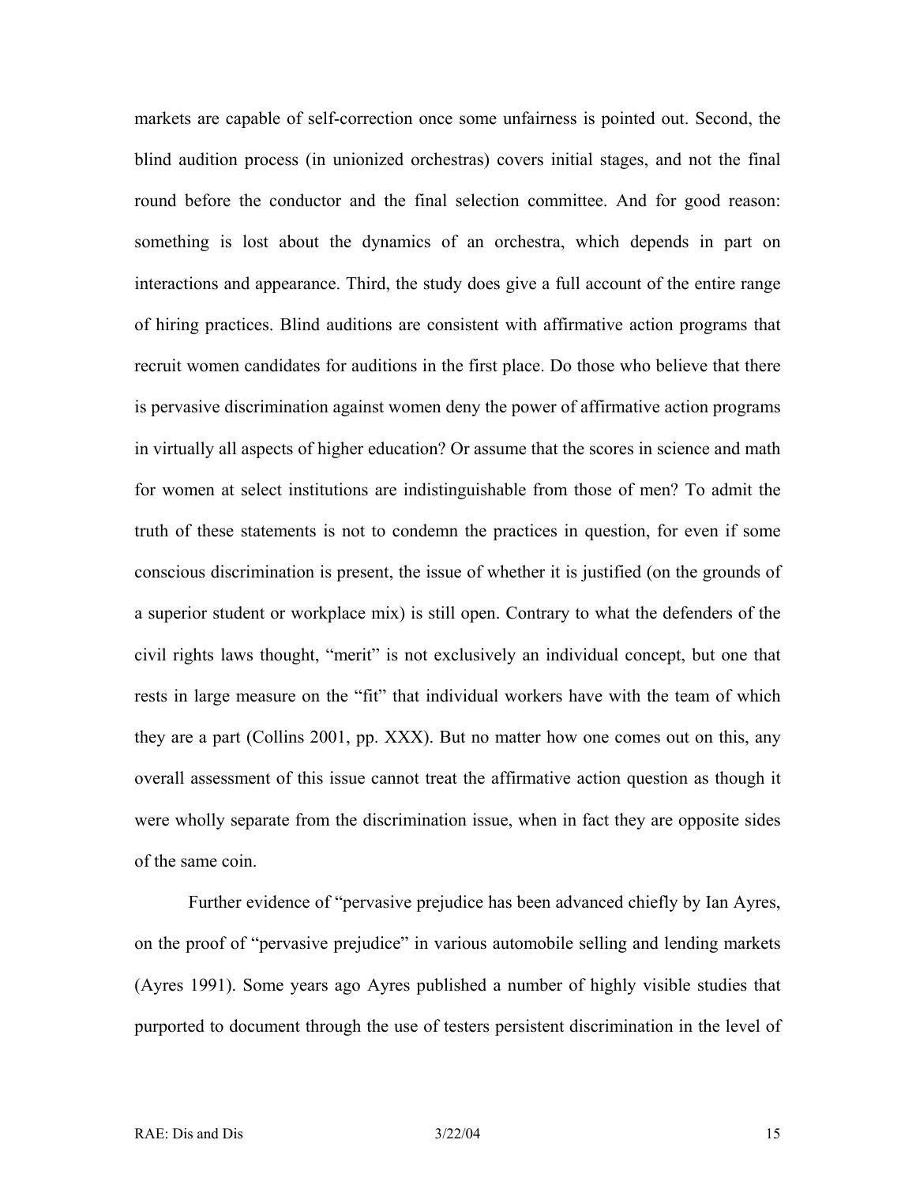markets are capable of self-correction once some unfairness is pointed out. Second, the blind audition process (in unionized orchestras) covers initial stages, and not the final round before the conductor and the final selection committee. And for good reason: something is lost about the dynamics of an orchestra, which depends in part on interactions and appearance. Third, the study does give a full account of the entire range of hiring practices. Blind auditions are consistent with affirmative action programs that recruit women candidates for auditions in the first place. Do those who believe that there is pervasive discrimination against women deny the power of affirmative action programs in virtually all aspects of higher education? Or assume that the scores in science and math for women at select institutions are indistinguishable from those of men? To admit the truth of these statements is not to condemn the practices in question, for even if some conscious discrimination is present, the issue of whether it is justified (on the grounds of a superior student or workplace mix) is still open. Contrary to what the defenders of the civil rights laws thought, "merit" is not exclusively an individual concept, but one that rests in large measure on the "fit" that individual workers have with the team of which they are a part (Collins 2001, pp. XXX). But no matter how one comes out on this, any overall assessment of this issue cannot treat the affirmative action question as though it were wholly separate from the discrimination issue, when in fact they are opposite sides of the same coin.

Further evidence of "pervasive prejudice has been advanced chiefly by Ian Ayres, on the proof of "pervasive prejudice" in various automobile selling and lending markets (Ayres 1991). Some years ago Ayres published a number of highly visible studies that purported to document through the use of testers persistent discrimination in the level of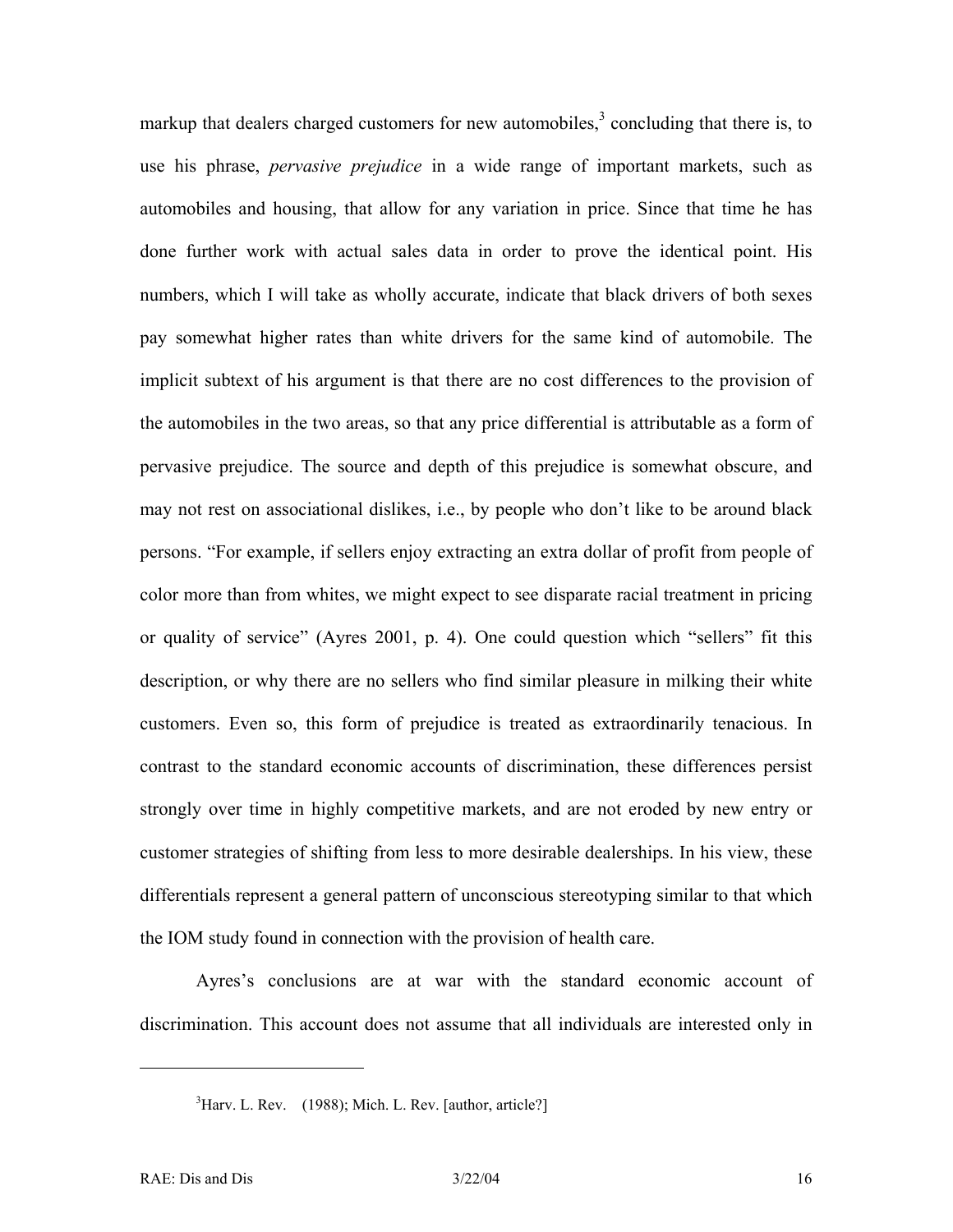markup that dealers charged customers for new automobiles,[3] concluding that there is, to use his phrase, *pervasive prejudice* in a wide range of important markets, such as automobiles and housing, that allow for any variation in price. Since that time he has done further work with actual sales data in order to prove the identical point. His numbers, which I will take as wholly accurate, indicate that black drivers of both sexes pay somewhat higher rates than white drivers for the same kind of automobile. The implicit subtext of his argument is that there are no cost differences to the provision of the automobiles in the two areas, so that any price differential is attributable as a form of pervasive prejudice. The source and depth of this prejudice is somewhat obscure, and may not rest on associational dislikes, i.e., by people who don't like to be around black persons. "For example, if sellers enjoy extracting an extra dollar of profit from people of color more than from whites, we might expect to see disparate racial treatment in pricing or quality of service" (Ayres 2001, p. 4). One could question which "sellers" fit this description, or why there are no sellers who find similar pleasure in milking their white customers. Even so, this form of prejudice is treated as extraordinarily tenacious. In contrast to the standard economic accounts of discrimination, these differences persist strongly over time in highly competitive markets, and are not eroded by new entry or customer strategies of shifting from less to more desirable dealerships. In his view, these differentials represent a general pattern of unconscious stereotyping similar to that which the IOM study found in connection with the provision of health care.

Ayres's conclusions are at war with the standard economic account of discrimination. This account does not assume that all individuals are interested only in

---

[3] Harv. L. Rev. (1988); Mich. L. Rev. [author, article?]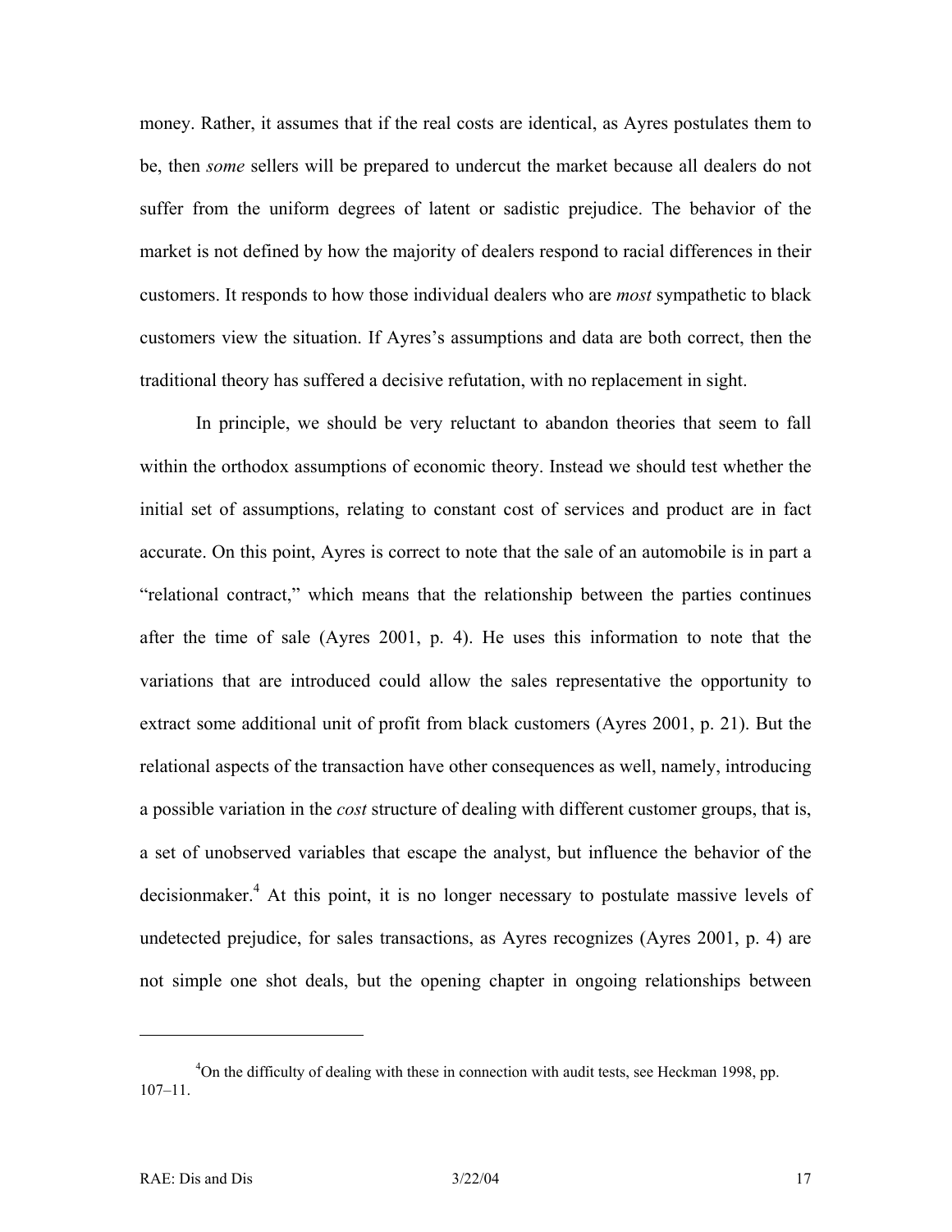money. Rather, it assumes that if the real costs are identical, as Ayres postulates them to be, then *some* sellers will be prepared to undercut the market because all dealers do not suffer from the uniform degrees of latent or sadistic prejudice. The behavior of the market is not defined by how the majority of dealers respond to racial differences in their customers. It responds to how those individual dealers who are *most* sympathetic to black customers view the situation. If Ayres's assumptions and data are both correct, then the traditional theory has suffered a decisive refutation, with no replacement in sight.

In principle, we should be very reluctant to abandon theories that seem to fall within the orthodox assumptions of economic theory. Instead we should test whether the initial set of assumptions, relating to constant cost of services and product are in fact accurate. On this point, Ayres is correct to note that the sale of an automobile is in part a "relational contract," which means that the relationship between the parties continues after the time of sale (Ayres 2001, p. 4). He uses this information to note that the variations that are introduced could allow the sales representative the opportunity to extract some additional unit of profit from black customers (Ayres 2001, p. 21). But the relational aspects of the transaction have other consequences as well, namely, introducing a possible variation in the *cost* structure of dealing with different customer groups, that is, a set of unobserved variables that escape the analyst, but influence the behavior of the decisionmaker.[4] At this point, it is no longer necessary to postulate massive levels of undetected prejudice, for sales transactions, as Ayres recognizes (Ayres 2001, p. 4) are not simple one shot deals, but the opening chapter in ongoing relationships between

[4] On the difficulty of dealing with these in connection with audit tests, see Heckman 1998, pp. 107–11.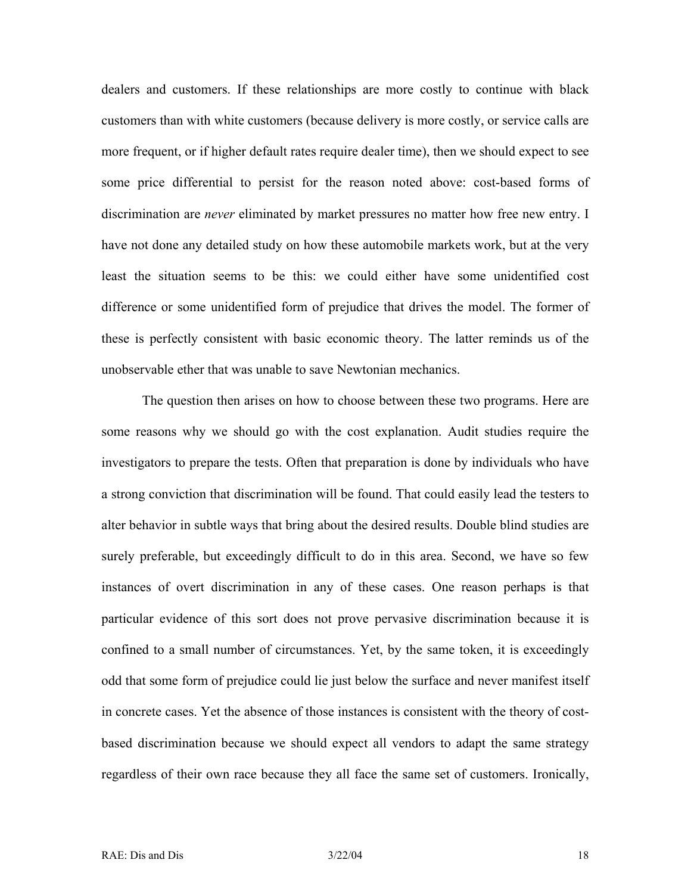dealers and customers. If these relationships are more costly to continue with black customers than with white customers (because delivery is more costly, or service calls are more frequent, or if higher default rates require dealer time), then we should expect to see some price differential to persist for the reason noted above: cost-based forms of discrimination are *never* eliminated by market pressures no matter how free new entry. I have not done any detailed study on how these automobile markets work, but at the very least the situation seems to be this: we could either have some unidentified cost difference or some unidentified form of prejudice that drives the model. The former of these is perfectly consistent with basic economic theory. The latter reminds us of the unobservable ether that was unable to save Newtonian mechanics.

The question then arises on how to choose between these two programs. Here are some reasons why we should go with the cost explanation. Audit studies require the investigators to prepare the tests. Often that preparation is done by individuals who have a strong conviction that discrimination will be found. That could easily lead the testers to alter behavior in subtle ways that bring about the desired results. Double blind studies are surely preferable, but exceedingly difficult to do in this area. Second, we have so few instances of overt discrimination in any of these cases. One reason perhaps is that particular evidence of this sort does not prove pervasive discrimination because it is confined to a small number of circumstances. Yet, by the same token, it is exceedingly odd that some form of prejudice could lie just below the surface and never manifest itself in concrete cases. Yet the absence of those instances is consistent with the theory of cost-based discrimination because we should expect all vendors to adapt the same strategy regardless of their own race because they all face the same set of customers. Ironically,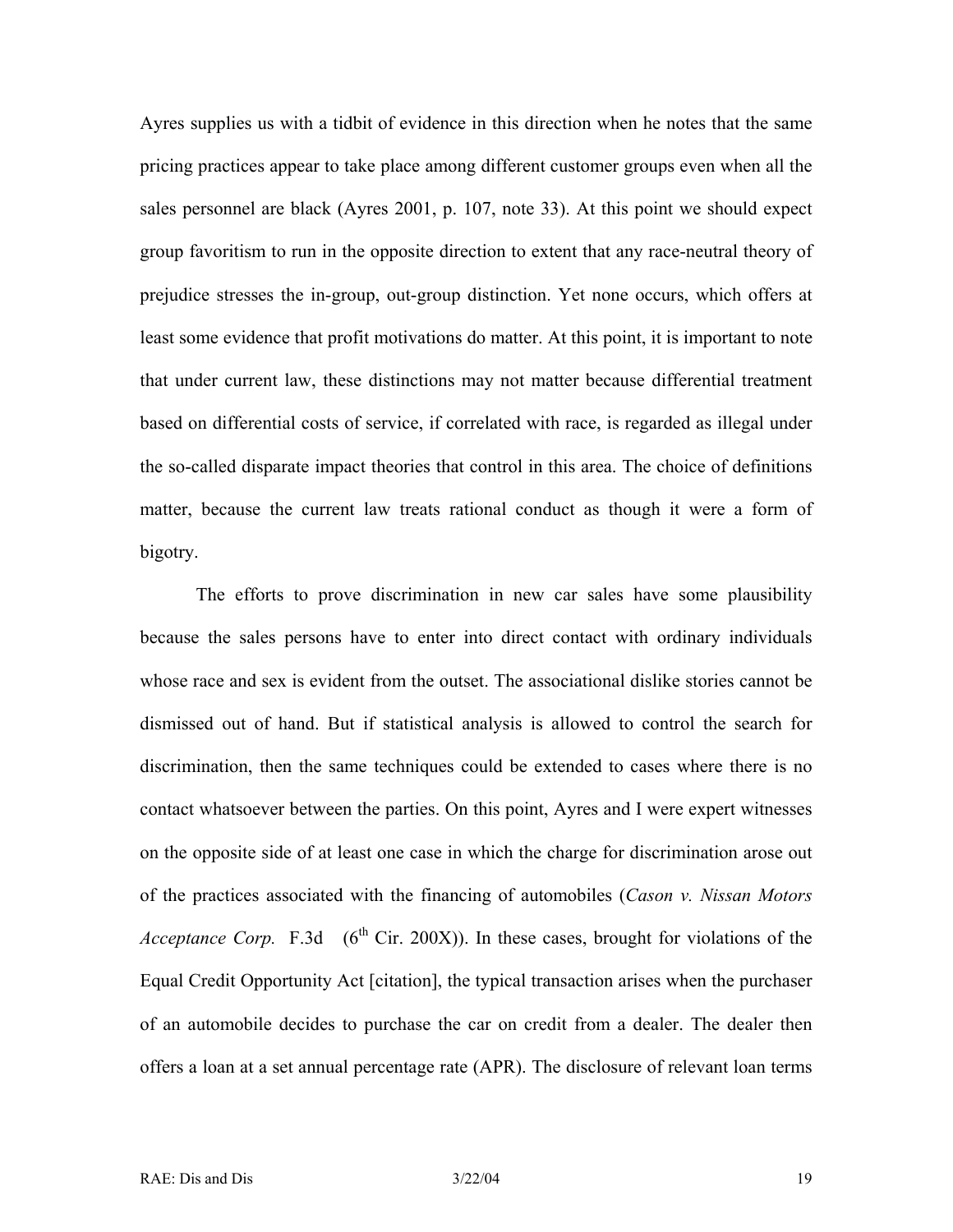Ayres supplies us with a tidbit of evidence in this direction when he notes that the same pricing practices appear to take place among different customer groups even when all the sales personnel are black (Ayres 2001, p. 107, note 33). At this point we should expect group favoritism to run in the opposite direction to extent that any race-neutral theory of prejudice stresses the in-group, out-group distinction. Yet none occurs, which offers at least some evidence that profit motivations do matter. At this point, it is important to note that under current law, these distinctions may not matter because differential treatment based on differential costs of service, if correlated with race, is regarded as illegal under the so-called disparate impact theories that control in this area. The choice of definitions matter, because the current law treats rational conduct as though it were a form of bigotry.

The efforts to prove discrimination in new car sales have some plausibility because the sales persons have to enter into direct contact with ordinary individuals whose race and sex is evident from the outset. The associational dislike stories cannot be dismissed out of hand. But if statistical analysis is allowed to control the search for discrimination, then the same techniques could be extended to cases where there is no contact whatsoever between the parties. On this point, Ayres and I were expert witnesses on the opposite side of at least one case in which the charge for discrimination arose out of the practices associated with the financing of automobiles (*Cason v. Nissan Motors Acceptance Corp.* F.3d (6th Cir. 200X)). In these cases, brought for violations of the Equal Credit Opportunity Act [citation], the typical transaction arises when the purchaser of an automobile decides to purchase the car on credit from a dealer. The dealer then offers a loan at a set annual percentage rate (APR). The disclosure of relevant loan terms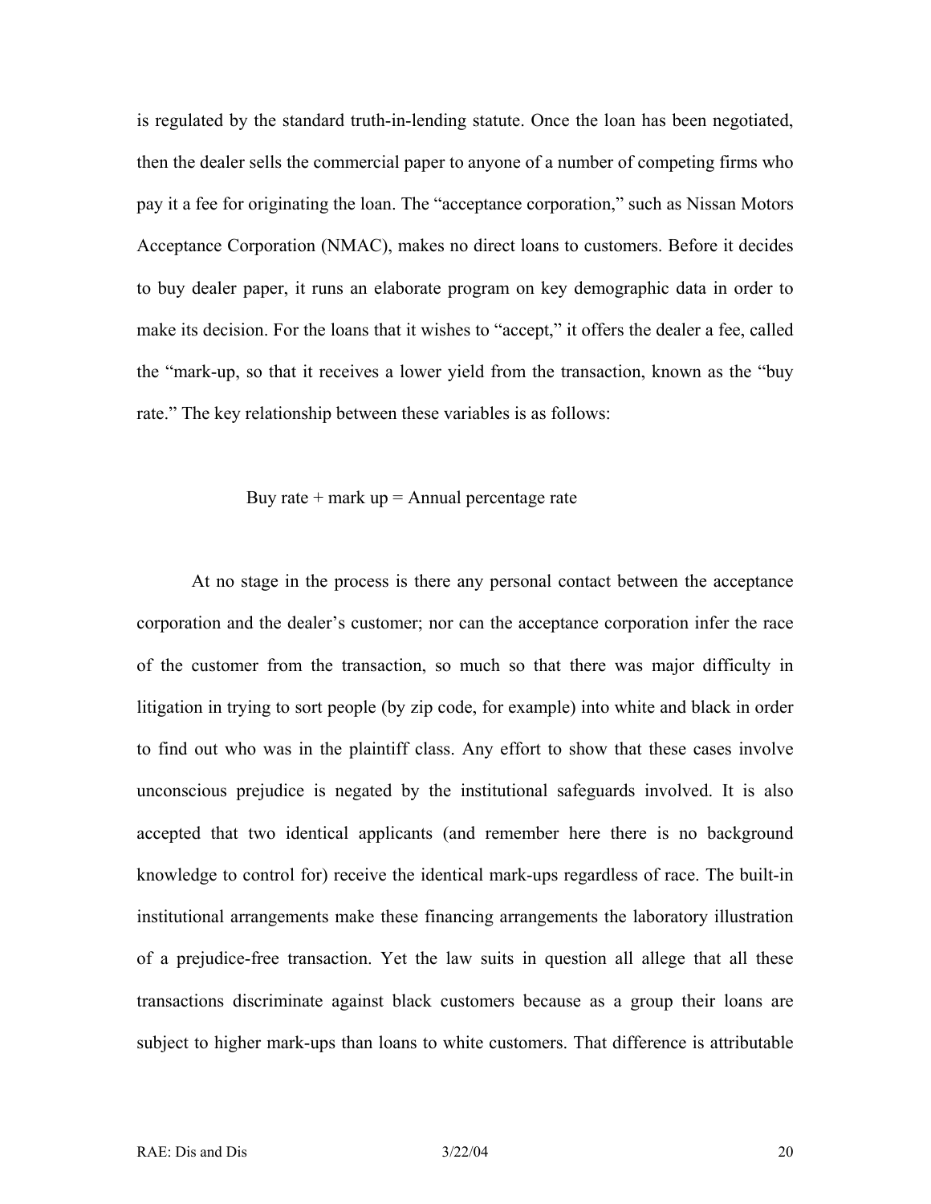is regulated by the standard truth-in-lending statute. Once the loan has been negotiated, then the dealer sells the commercial paper to anyone of a number of competing firms who pay it a fee for originating the loan. The "acceptance corporation," such as Nissan Motors Acceptance Corporation (NMAC), makes no direct loans to customers. Before it decides to buy dealer paper, it runs an elaborate program on key demographic data in order to make its decision. For the loans that it wishes to "accept," it offers the dealer a fee, called the "mark-up, so that it receives a lower yield from the transaction, known as the "buy rate." The key relationship between these variables is as follows:

Buy rate + mark up = Annual percentage rate

At no stage in the process is there any personal contact between the acceptance corporation and the dealer's customer; nor can the acceptance corporation infer the race of the customer from the transaction, so much so that there was major difficulty in litigation in trying to sort people (by zip code, for example) into white and black in order to find out who was in the plaintiff class. Any effort to show that these cases involve unconscious prejudice is negated by the institutional safeguards involved. It is also accepted that two identical applicants (and remember here there is no background knowledge to control for) receive the identical mark-ups regardless of race. The built-in institutional arrangements make these financing arrangements the laboratory illustration of a prejudice-free transaction. Yet the law suits in question all allege that all these transactions discriminate against black customers because as a group their loans are subject to higher mark-ups than loans to white customers. That difference is attributable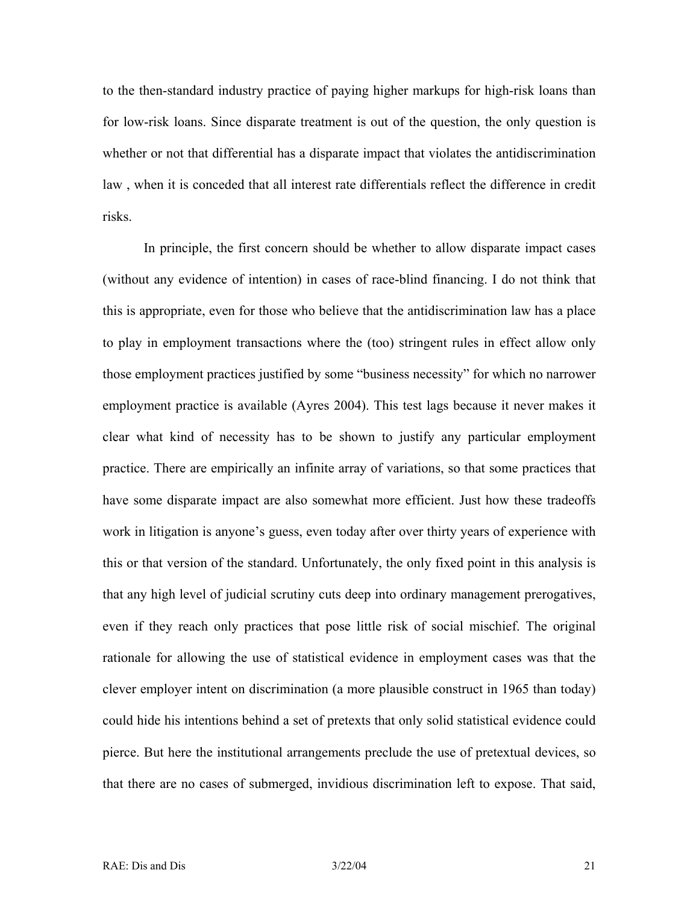to the then-standard industry practice of paying higher markups for high-risk loans than for low-risk loans. Since disparate treatment is out of the question, the only question is whether or not that differential has a disparate impact that violates the antidiscrimination law , when it is conceded that all interest rate differentials reflect the difference in credit risks.

In principle, the first concern should be whether to allow disparate impact cases (without any evidence of intention) in cases of race-blind financing. I do not think that this is appropriate, even for those who believe that the antidiscrimination law has a place to play in employment transactions where the (too) stringent rules in effect allow only those employment practices justified by some "business necessity" for which no narrower employment practice is available (Ayres 2004). This test lags because it never makes it clear what kind of necessity has to be shown to justify any particular employment practice. There are empirically an infinite array of variations, so that some practices that have some disparate impact are also somewhat more efficient. Just how these tradeoffs work in litigation is anyone's guess, even today after over thirty years of experience with this or that version of the standard. Unfortunately, the only fixed point in this analysis is that any high level of judicial scrutiny cuts deep into ordinary management prerogatives, even if they reach only practices that pose little risk of social mischief. The original rationale for allowing the use of statistical evidence in employment cases was that the clever employer intent on discrimination (a more plausible construct in 1965 than today) could hide his intentions behind a set of pretexts that only solid statistical evidence could pierce. But here the institutional arrangements preclude the use of pretextual devices, so that there are no cases of submerged, invidious discrimination left to expose. That said,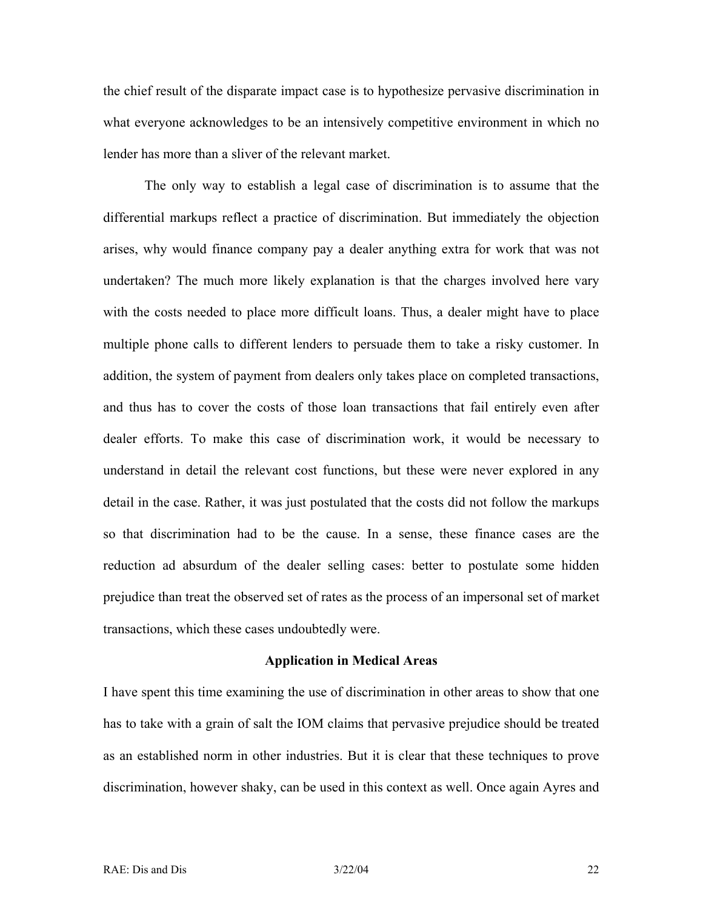the chief result of the disparate impact case is to hypothesize pervasive discrimination in what everyone acknowledges to be an intensively competitive environment in which no lender has more than a sliver of the relevant market.

The only way to establish a legal case of discrimination is to assume that the differential markups reflect a practice of discrimination. But immediately the objection arises, why would finance company pay a dealer anything extra for work that was not undertaken? The much more likely explanation is that the charges involved here vary with the costs needed to place more difficult loans. Thus, a dealer might have to place multiple phone calls to different lenders to persuade them to take a risky customer. In addition, the system of payment from dealers only takes place on completed transactions, and thus has to cover the costs of those loan transactions that fail entirely even after dealer efforts. To make this case of discrimination work, it would be necessary to understand in detail the relevant cost functions, but these were never explored in any detail in the case. Rather, it was just postulated that the costs did not follow the markups so that discrimination had to be the cause. In a sense, these finance cases are the reduction ad absurdum of the dealer selling cases: better to postulate some hidden prejudice than treat the observed set of rates as the process of an impersonal set of market transactions, which these cases undoubtedly were.

## Application in Medical Areas

I have spent this time examining the use of discrimination in other areas to show that one has to take with a grain of salt the IOM claims that pervasive prejudice should be treated as an established norm in other industries. But it is clear that these techniques to prove discrimination, however shaky, can be used in this context as well. Once again Ayres and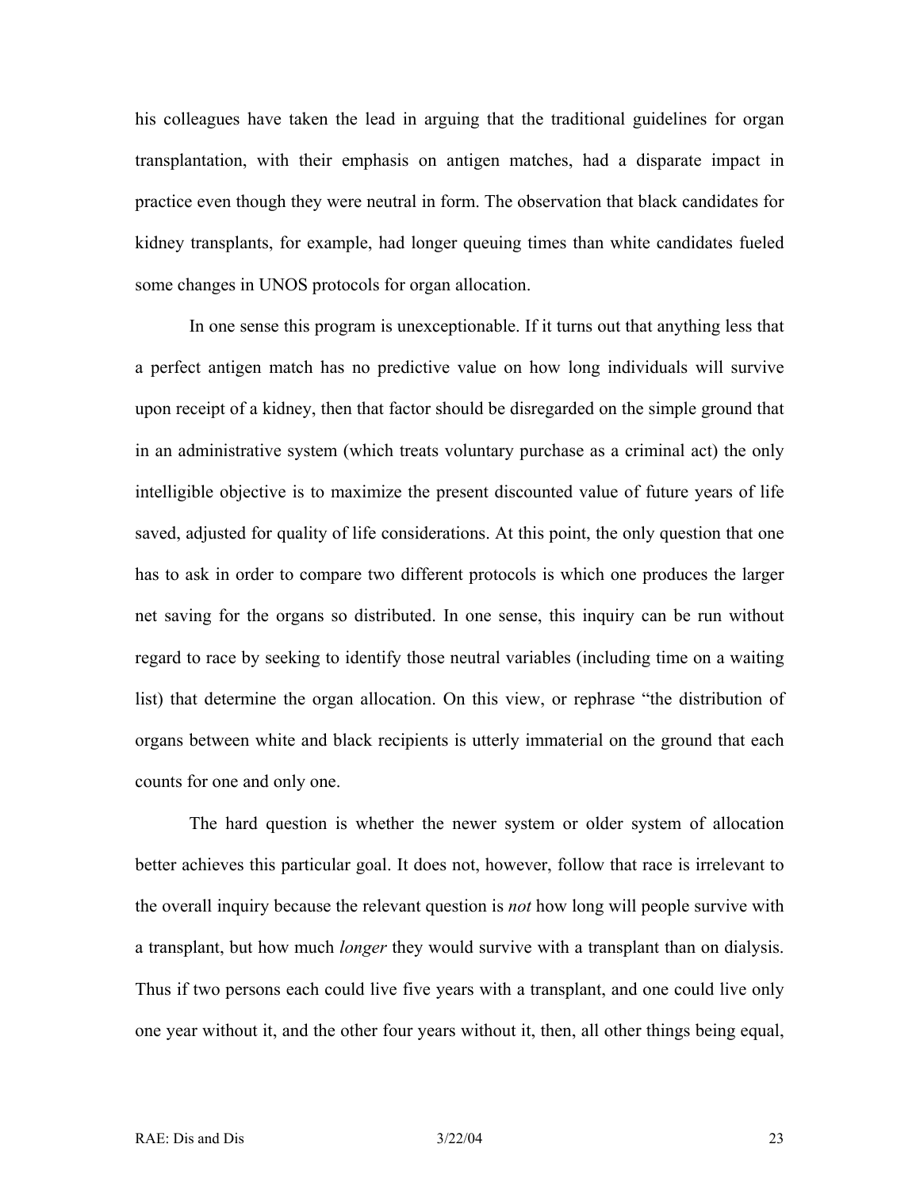his colleagues have taken the lead in arguing that the traditional guidelines for organ transplantation, with their emphasis on antigen matches, had a disparate impact in practice even though they were neutral in form. The observation that black candidates for kidney transplants, for example, had longer queuing times than white candidates fueled some changes in UNOS protocols for organ allocation.

In one sense this program is unexceptionable. If it turns out that anything less that a perfect antigen match has no predictive value on how long individuals will survive upon receipt of a kidney, then that factor should be disregarded on the simple ground that in an administrative system (which treats voluntary purchase as a criminal act) the only intelligible objective is to maximize the present discounted value of future years of life saved, adjusted for quality of life considerations. At this point, the only question that one has to ask in order to compare two different protocols is which one produces the larger net saving for the organs so distributed. In one sense, this inquiry can be run without regard to race by seeking to identify those neutral variables (including time on a waiting list) that determine the organ allocation. On this view, or rephrase "the distribution of organs between white and black recipients is utterly immaterial on the ground that each counts for one and only one.

The hard question is whether the newer system or older system of allocation better achieves this particular goal. It does not, however, follow that race is irrelevant to the overall inquiry because the relevant question is *not* how long will people survive with a transplant, but how much *longer* they would survive with a transplant than on dialysis. Thus if two persons each could live five years with a transplant, and one could live only one year without it, and the other four years without it, then, all other things being equal,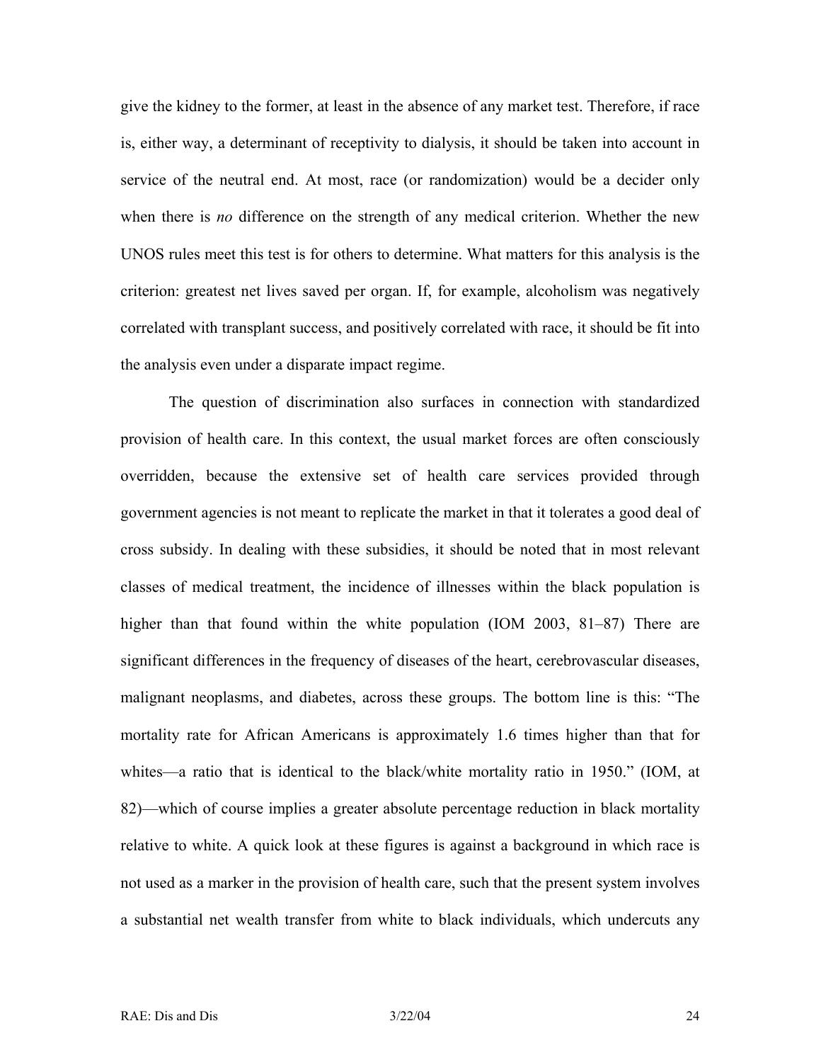give the kidney to the former, at least in the absence of any market test. Therefore, if race is, either way, a determinant of receptivity to dialysis, it should be taken into account in service of the neutral end. At most, race (or randomization) would be a decider only when there is *no* difference on the strength of any medical criterion. Whether the new UNOS rules meet this test is for others to determine. What matters for this analysis is the criterion: greatest net lives saved per organ. If, for example, alcoholism was negatively correlated with transplant success, and positively correlated with race, it should be fit into the analysis even under a disparate impact regime.

The question of discrimination also surfaces in connection with standardized provision of health care. In this context, the usual market forces are often consciously overridden, because the extensive set of health care services provided through government agencies is not meant to replicate the market in that it tolerates a good deal of cross subsidy. In dealing with these subsidies, it should be noted that in most relevant classes of medical treatment, the incidence of illnesses within the black population is higher than that found within the white population (IOM 2003, 81–87) There are significant differences in the frequency of diseases of the heart, cerebrovascular diseases, malignant neoplasms, and diabetes, across these groups. The bottom line is this: "The mortality rate for African Americans is approximately 1.6 times higher than that for whites—a ratio that is identical to the black/white mortality ratio in 1950." (IOM, at 82)—which of course implies a greater absolute percentage reduction in black mortality relative to white. A quick look at these figures is against a background in which race is not used as a marker in the provision of health care, such that the present system involves a substantial net wealth transfer from white to black individuals, which undercuts any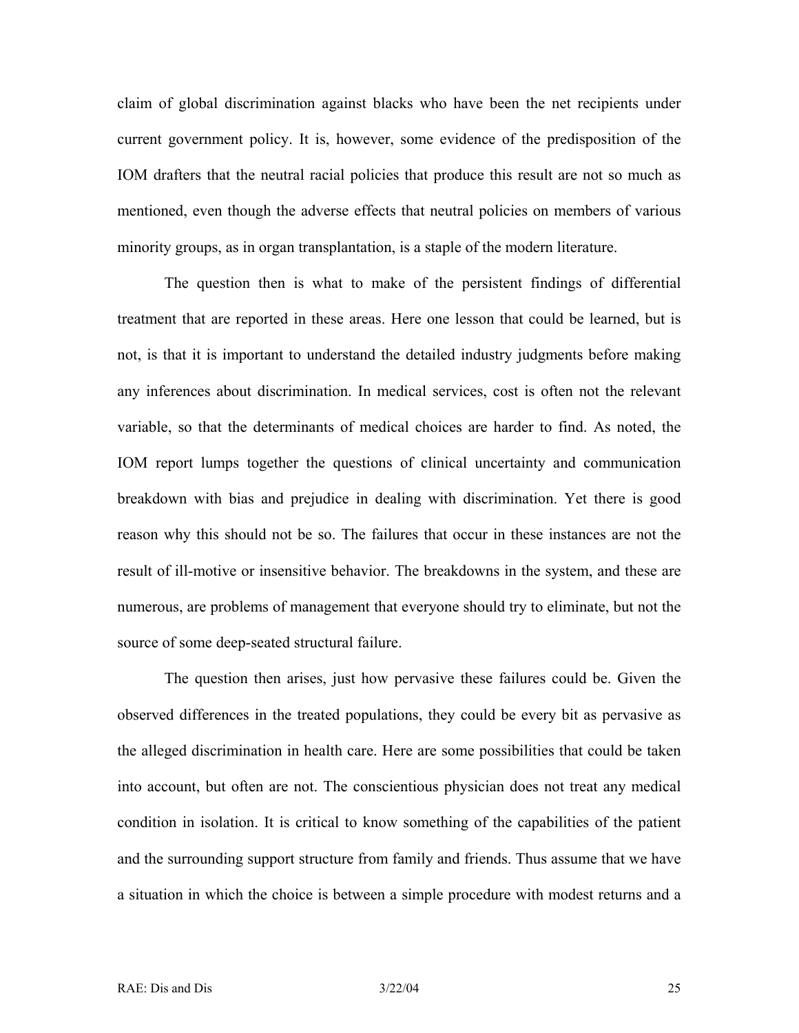claim of global discrimination against blacks who have been the net recipients under current government policy. It is, however, some evidence of the predisposition of the IOM drafters that the neutral racial policies that produce this result are not so much as mentioned, even though the adverse effects that neutral policies on members of various minority groups, as in organ transplantation, is a staple of the modern literature.

The question then is what to make of the persistent findings of differential treatment that are reported in these areas. Here one lesson that could be learned, but is not, is that it is important to understand the detailed industry judgments before making any inferences about discrimination. In medical services, cost is often not the relevant variable, so that the determinants of medical choices are harder to find. As noted, the IOM report lumps together the questions of clinical uncertainty and communication breakdown with bias and prejudice in dealing with discrimination. Yet there is good reason why this should not be so. The failures that occur in these instances are not the result of ill-motive or insensitive behavior. The breakdowns in the system, and these are numerous, are problems of management that everyone should try to eliminate, but not the source of some deep-seated structural failure.

The question then arises, just how pervasive these failures could be. Given the observed differences in the treated populations, they could be every bit as pervasive as the alleged discrimination in health care. Here are some possibilities that could be taken into account, but often are not. The conscientious physician does not treat any medical condition in isolation. It is critical to know something of the capabilities of the patient and the surrounding support structure from family and friends. Thus assume that we have a situation in which the choice is between a simple procedure with modest returns and a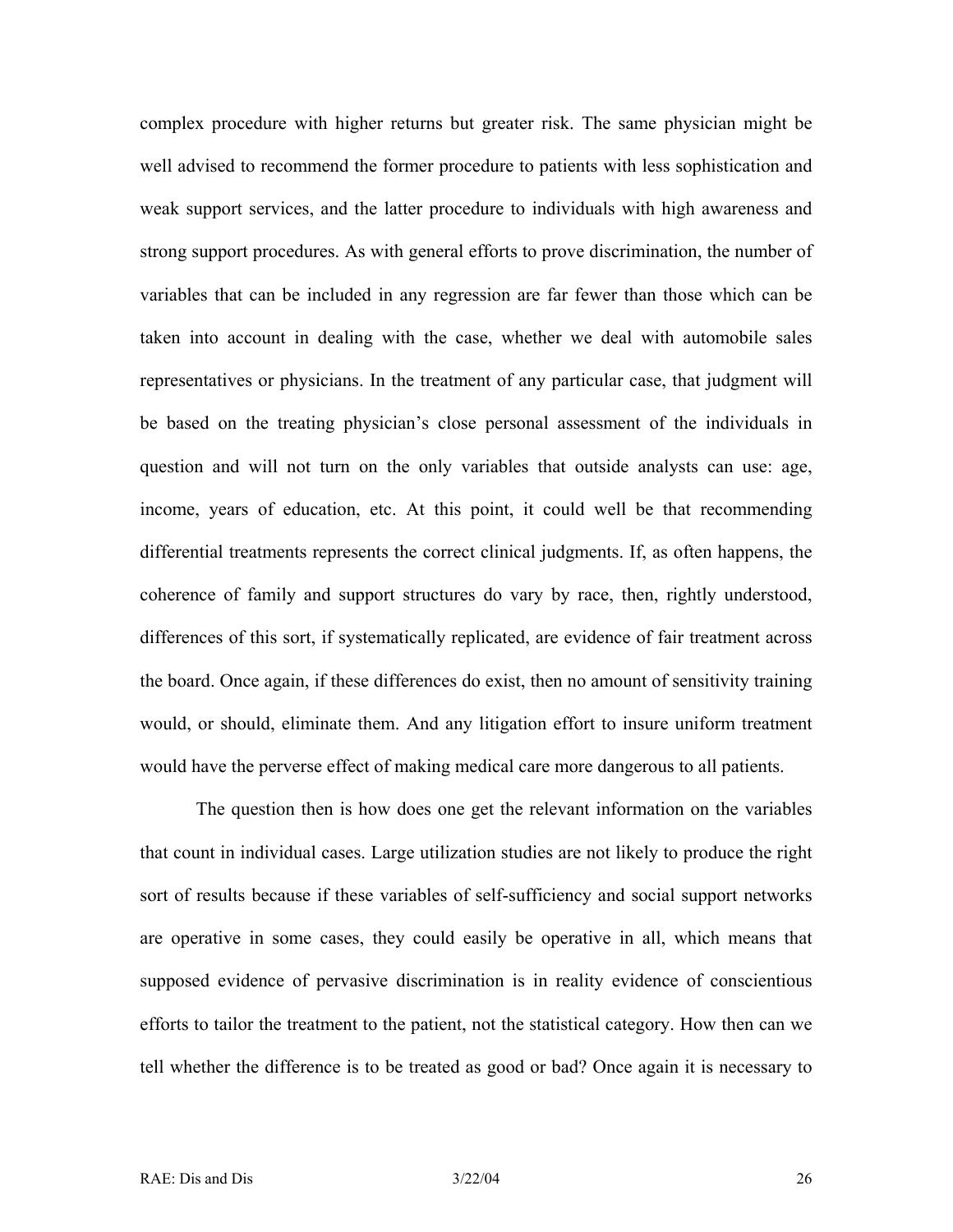complex procedure with higher returns but greater risk. The same physician might be well advised to recommend the former procedure to patients with less sophistication and weak support services, and the latter procedure to individuals with high awareness and strong support procedures. As with general efforts to prove discrimination, the number of variables that can be included in any regression are far fewer than those which can be taken into account in dealing with the case, whether we deal with automobile sales representatives or physicians. In the treatment of any particular case, that judgment will be based on the treating physician's close personal assessment of the individuals in question and will not turn on the only variables that outside analysts can use: age, income, years of education, etc. At this point, it could well be that recommending differential treatments represents the correct clinical judgments. If, as often happens, the coherence of family and support structures do vary by race, then, rightly understood, differences of this sort, if systematically replicated, are evidence of fair treatment across the board. Once again, if these differences do exist, then no amount of sensitivity training would, or should, eliminate them. And any litigation effort to insure uniform treatment would have the perverse effect of making medical care more dangerous to all patients.

The question then is how does one get the relevant information on the variables that count in individual cases. Large utilization studies are not likely to produce the right sort of results because if these variables of self-sufficiency and social support networks are operative in some cases, they could easily be operative in all, which means that supposed evidence of pervasive discrimination is in reality evidence of conscientious efforts to tailor the treatment to the patient, not the statistical category. How then can we tell whether the difference is to be treated as good or bad? Once again it is necessary to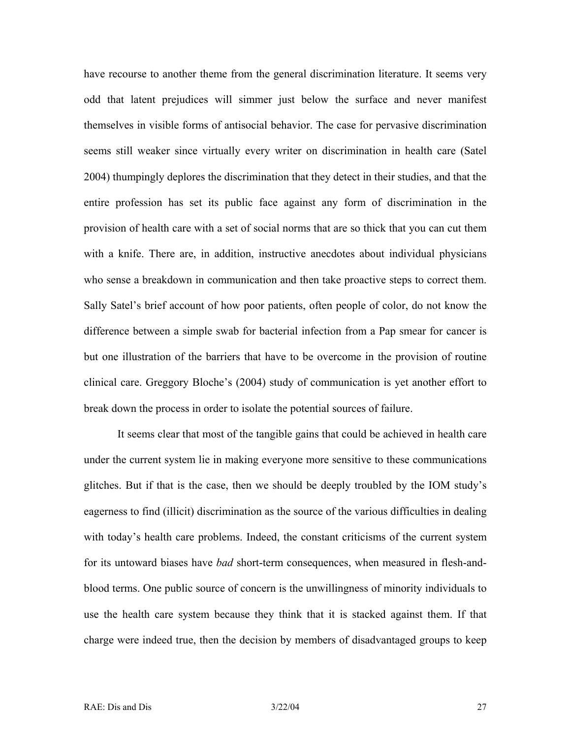have recourse to another theme from the general discrimination literature. It seems very odd that latent prejudices will simmer just below the surface and never manifest themselves in visible forms of antisocial behavior. The case for pervasive discrimination seems still weaker since virtually every writer on discrimination in health care (Satel 2004) thumpingly deplores the discrimination that they detect in their studies, and that the entire profession has set its public face against any form of discrimination in the provision of health care with a set of social norms that are so thick that you can cut them with a knife. There are, in addition, instructive anecdotes about individual physicians who sense a breakdown in communication and then take proactive steps to correct them. Sally Satel's brief account of how poor patients, often people of color, do not know the difference between a simple swab for bacterial infection from a Pap smear for cancer is but one illustration of the barriers that have to be overcome in the provision of routine clinical care. Greggory Bloche's (2004) study of communication is yet another effort to break down the process in order to isolate the potential sources of failure.

It seems clear that most of the tangible gains that could be achieved in health care under the current system lie in making everyone more sensitive to these communications glitches. But if that is the case, then we should be deeply troubled by the IOM study's eagerness to find (illicit) discrimination as the source of the various difficulties in dealing with today's health care problems. Indeed, the constant criticisms of the current system for its untoward biases have *bad* short-term consequences, when measured in flesh-and-blood terms. One public source of concern is the unwillingness of minority individuals to use the health care system because they think that it is stacked against them. If that charge were indeed true, then the decision by members of disadvantaged groups to keep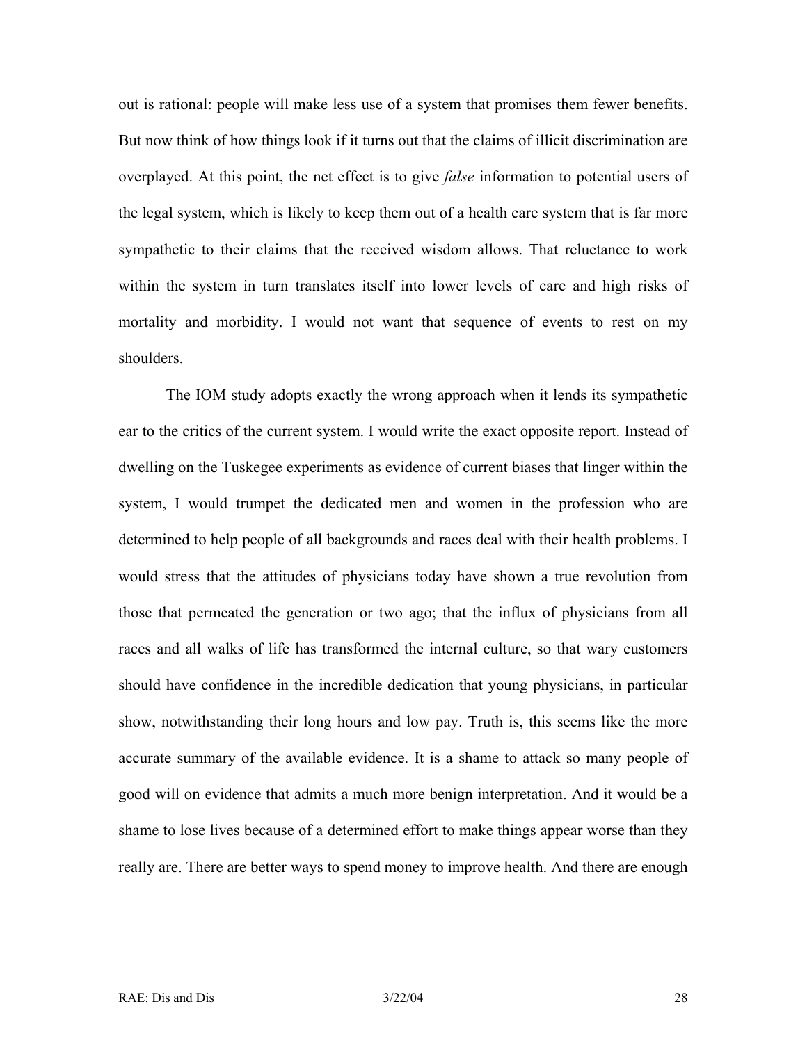out is rational: people will make less use of a system that promises them fewer benefits. But now think of how things look if it turns out that the claims of illicit discrimination are overplayed. At this point, the net effect is to give *false* information to potential users of the legal system, which is likely to keep them out of a health care system that is far more sympathetic to their claims that the received wisdom allows. That reluctance to work within the system in turn translates itself into lower levels of care and high risks of mortality and morbidity. I would not want that sequence of events to rest on my shoulders.

The IOM study adopts exactly the wrong approach when it lends its sympathetic ear to the critics of the current system. I would write the exact opposite report. Instead of dwelling on the Tuskegee experiments as evidence of current biases that linger within the system, I would trumpet the dedicated men and women in the profession who are determined to help people of all backgrounds and races deal with their health problems. I would stress that the attitudes of physicians today have shown a true revolution from those that permeated the generation or two ago; that the influx of physicians from all races and all walks of life has transformed the internal culture, so that wary customers should have confidence in the incredible dedication that young physicians, in particular show, notwithstanding their long hours and low pay. Truth is, this seems like the more accurate summary of the available evidence. It is a shame to attack so many people of good will on evidence that admits a much more benign interpretation. And it would be a shame to lose lives because of a determined effort to make things appear worse than they really are. There are better ways to spend money to improve health. And there are enough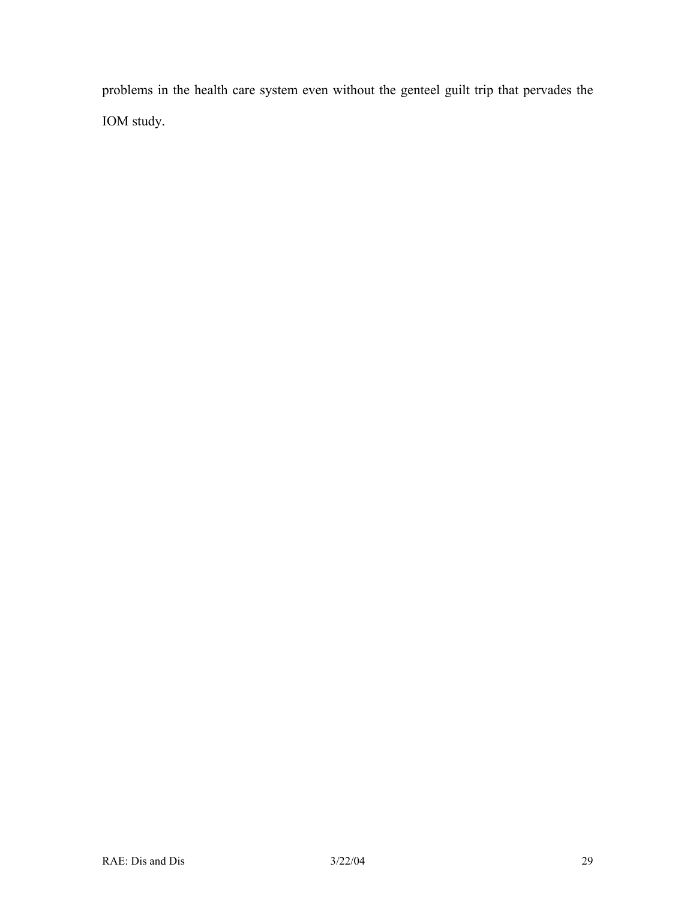problems in the health care system even without the genteel guilt trip that pervades the IOM study.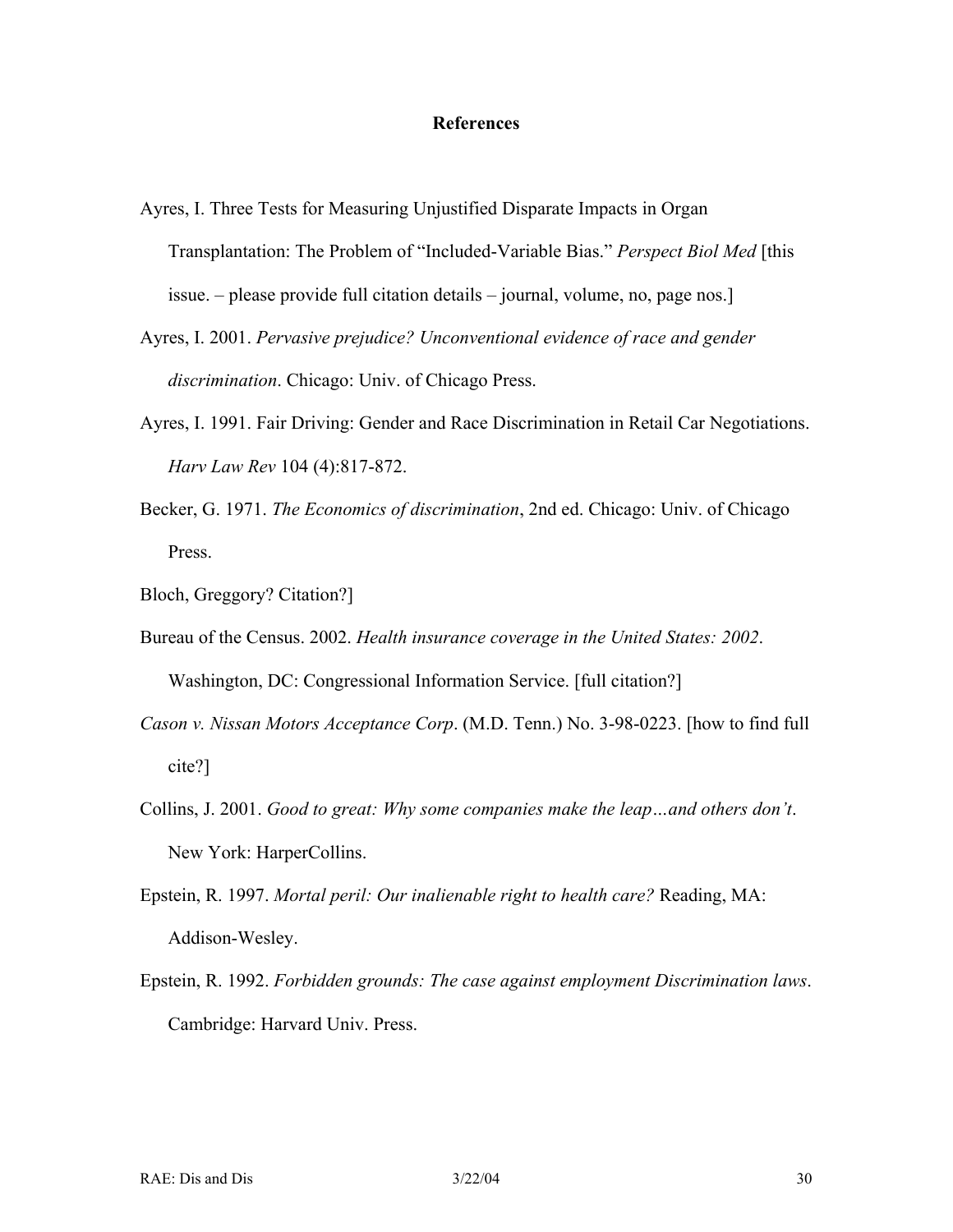## References

Ayres, I. Three Tests for Measuring Unjustified Disparate Impacts in Organ Transplantation: The Problem of "Included-Variable Bias." *Perspect Biol Med* [this issue. – please provide full citation details – journal, volume, no, page nos.]

Ayres, I. 2001. *Pervasive prejudice? Unconventional evidence of race and gender discrimination*. Chicago: Univ. of Chicago Press.

Ayres, I. 1991. Fair Driving: Gender and Race Discrimination in Retail Car Negotiations. *Harv Law Rev* 104 (4):817-872.

Becker, G. 1971. *The Economics of discrimination*, 2nd ed. Chicago: Univ. of Chicago Press.

Bloch, Greggory? Citation?]

Bureau of the Census. 2002. *Health insurance coverage in the United States: 2002*. Washington, DC: Congressional Information Service. [full citation?]

*Cason v. Nissan Motors Acceptance Corp*. (M.D. Tenn.) No. 3-98-0223. [how to find full cite?]

Collins, J. 2001. *Good to great: Why some companies make the leap…and others don't*. New York: HarperCollins.

Epstein, R. 1997. *Mortal peril: Our inalienable right to health care?* Reading, MA: Addison-Wesley.

Epstein, R. 1992. *Forbidden grounds: The case against employment Discrimination laws*. Cambridge: Harvard Univ. Press.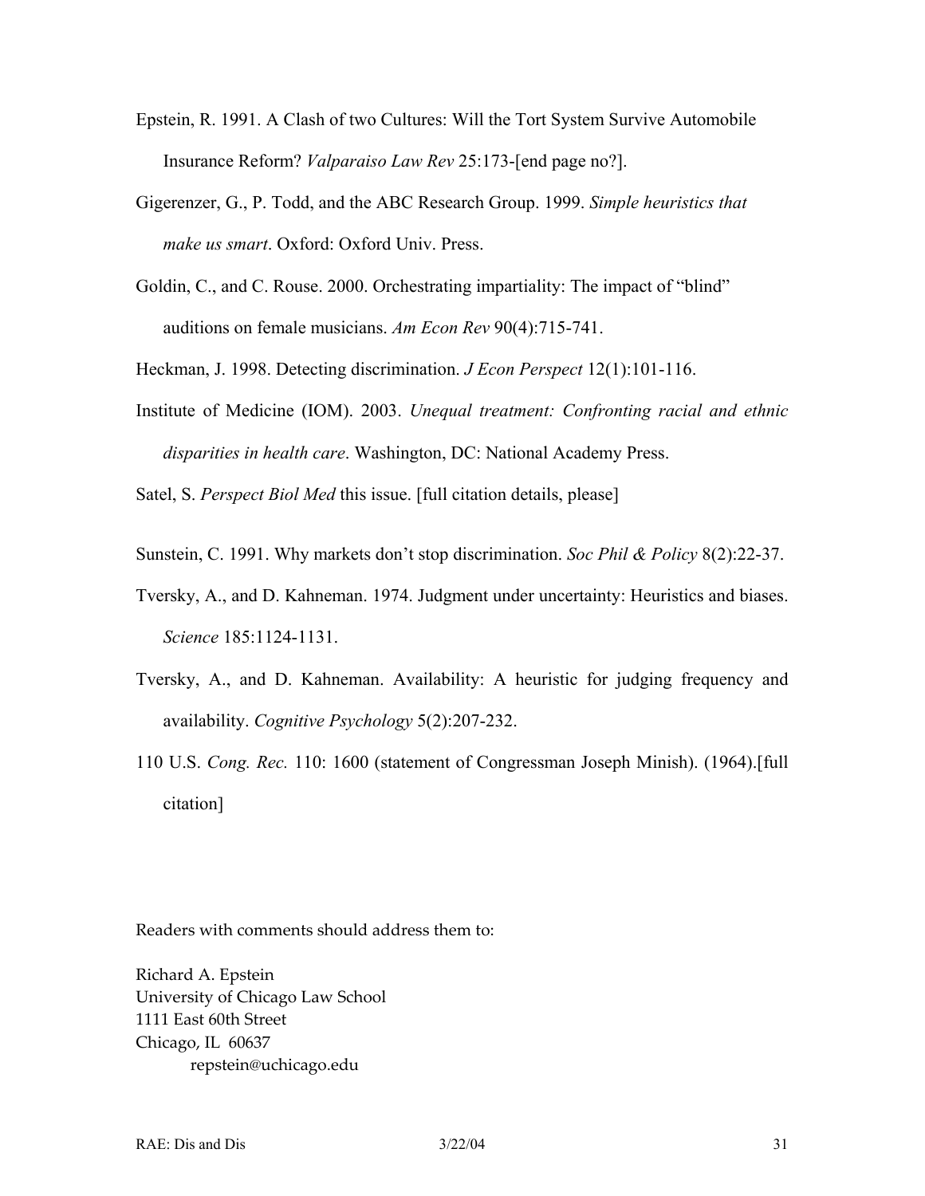Epstein, R. 1991. A Clash of two Cultures: Will the Tort System Survive Automobile Insurance Reform? *Valparaiso Law Rev* 25:173-[end page no?].

Gigerenzer, G., P. Todd, and the ABC Research Group. 1999. *Simple heuristics that make us smart*. Oxford: Oxford Univ. Press.

Goldin, C., and C. Rouse. 2000. Orchestrating impartiality: The impact of "blind" auditions on female musicians. *Am Econ Rev* 90(4):715-741.

Heckman, J. 1998. Detecting discrimination. *J Econ Perspect* 12(1):101-116.

Institute of Medicine (IOM). 2003. *Unequal treatment: Confronting racial and ethnic disparities in health care*. Washington, DC: National Academy Press.

Satel, S. *Perspect Biol Med* this issue. [full citation details, please]

Sunstein, C. 1991. Why markets don't stop discrimination. *Soc Phil & Policy* 8(2):22-37.

Tversky, A., and D. Kahneman. 1974. Judgment under uncertainty: Heuristics and biases. *Science* 185:1124-1131.

Tversky, A., and D. Kahneman. Availability: A heuristic for judging frequency and availability. *Cognitive Psychology* 5(2):207-232.

110 U.S. *Cong. Rec.* 110: 1600 (statement of Congressman Joseph Minish). (1964).[full citation]

Readers with comments should address them to:

Richard A. Epstein
University of Chicago Law School
1111 East 60th Street
Chicago, IL 60637
repstein@uchicago.edu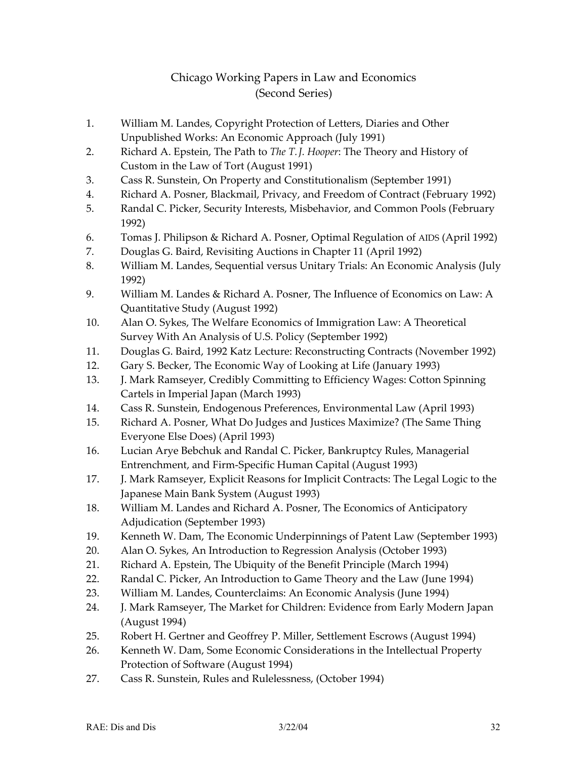# Chicago Working Papers in Law and Economics (Second Series)

1. William M. Landes, Copyright Protection of Letters, Diaries and Other Unpublished Works: An Economic Approach (July 1991)
2. Richard A. Epstein, The Path to *The T. J. Hooper*: The Theory and History of Custom in the Law of Tort (August 1991)
3. Cass R. Sunstein, On Property and Constitutionalism (September 1991)
4. Richard A. Posner, Blackmail, Privacy, and Freedom of Contract (February 1992)
5. Randal C. Picker, Security Interests, Misbehavior, and Common Pools (February 1992)
6. Tomas J. Philipson & Richard A. Posner, Optimal Regulation of AIDS (April 1992)
7. Douglas G. Baird, Revisiting Auctions in Chapter 11 (April 1992)
8. William M. Landes, Sequential versus Unitary Trials: An Economic Analysis (July 1992)
9. William M. Landes & Richard A. Posner, The Influence of Economics on Law: A Quantitative Study (August 1992)
10. Alan O. Sykes, The Welfare Economics of Immigration Law: A Theoretical Survey With An Analysis of U.S. Policy (September 1992)
11. Douglas G. Baird, 1992 Katz Lecture: Reconstructing Contracts (November 1992)
12. Gary S. Becker, The Economic Way of Looking at Life (January 1993)
13. J. Mark Ramseyer, Credibly Committing to Efficiency Wages: Cotton Spinning Cartels in Imperial Japan (March 1993)
14. Cass R. Sunstein, Endogenous Preferences, Environmental Law (April 1993)
15. Richard A. Posner, What Do Judges and Justices Maximize? (The Same Thing Everyone Else Does) (April 1993)
16. Lucian Arye Bebchuk and Randal C. Picker, Bankruptcy Rules, Managerial Entrenchment, and Firm-Specific Human Capital (August 1993)
17. J. Mark Ramseyer, Explicit Reasons for Implicit Contracts: The Legal Logic to the Japanese Main Bank System (August 1993)
18. William M. Landes and Richard A. Posner, The Economics of Anticipatory Adjudication (September 1993)
19. Kenneth W. Dam, The Economic Underpinnings of Patent Law (September 1993)
20. Alan O. Sykes, An Introduction to Regression Analysis (October 1993)
21. Richard A. Epstein, The Ubiquity of the Benefit Principle (March 1994)
22. Randal C. Picker, An Introduction to Game Theory and the Law (June 1994)
23. William M. Landes, Counterclaims: An Economic Analysis (June 1994)
24. J. Mark Ramseyer, The Market for Children: Evidence from Early Modern Japan (August 1994)
25. Robert H. Gertner and Geoffrey P. Miller, Settlement Escrows (August 1994)
26. Kenneth W. Dam, Some Economic Considerations in the Intellectual Property Protection of Software (August 1994)
27. Cass R. Sunstein, Rules and Rulelessness, (October 1994)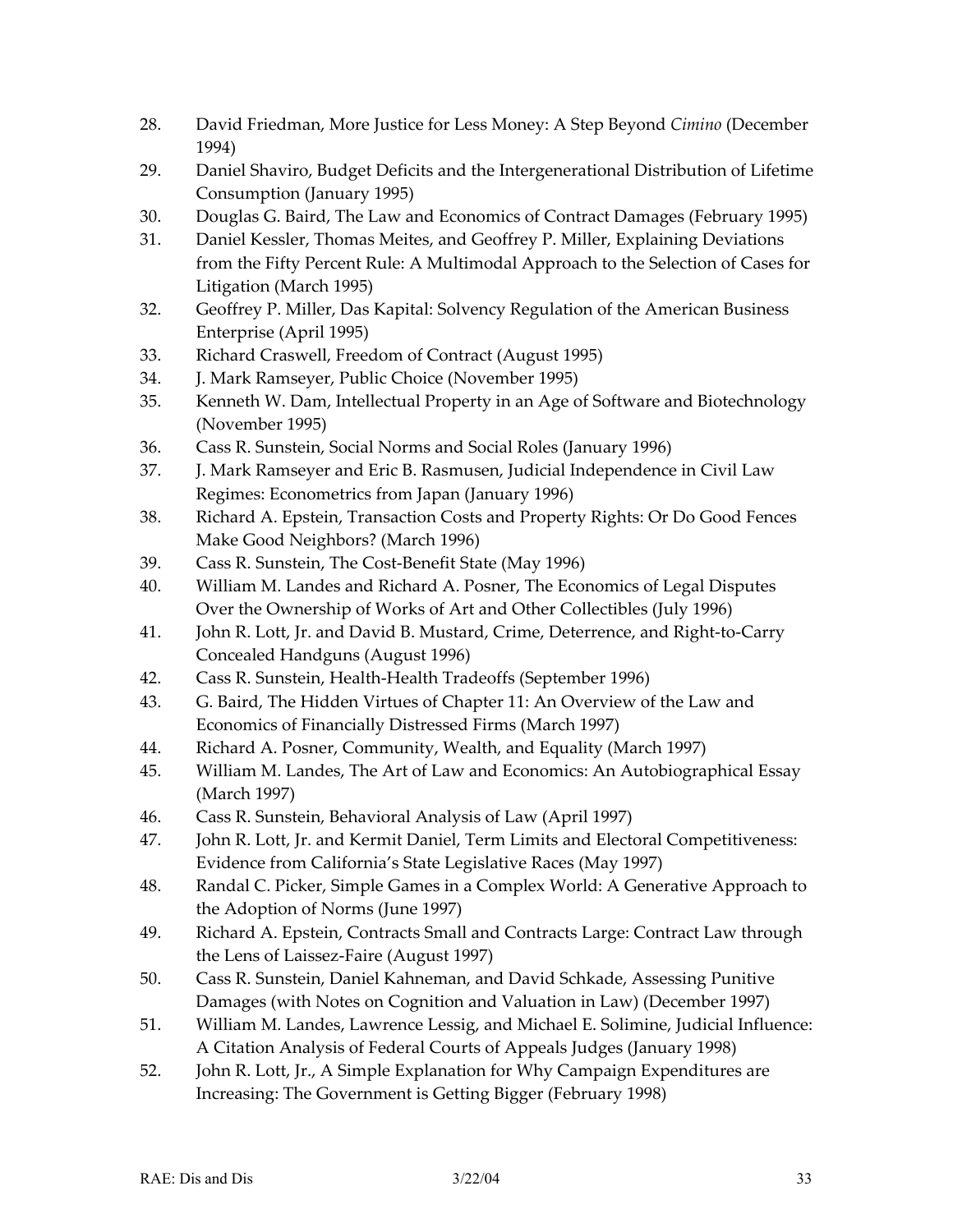28. David Friedman, More Justice for Less Money: A Step Beyond *Cimino* (December 1994)
29. Daniel Shaviro, Budget Deficits and the Intergenerational Distribution of Lifetime Consumption (January 1995)
30. Douglas G. Baird, The Law and Economics of Contract Damages (February 1995)
31. Daniel Kessler, Thomas Meites, and Geoffrey P. Miller, Explaining Deviations from the Fifty Percent Rule: A Multimodal Approach to the Selection of Cases for Litigation (March 1995)
32. Geoffrey P. Miller, Das Kapital: Solvency Regulation of the American Business Enterprise (April 1995)
33. Richard Craswell, Freedom of Contract (August 1995)
34. J. Mark Ramseyer, Public Choice (November 1995)
35. Kenneth W. Dam, Intellectual Property in an Age of Software and Biotechnology (November 1995)
36. Cass R. Sunstein, Social Norms and Social Roles (January 1996)
37. J. Mark Ramseyer and Eric B. Rasmusen, Judicial Independence in Civil Law Regimes: Econometrics from Japan (January 1996)
38. Richard A. Epstein, Transaction Costs and Property Rights: Or Do Good Fences Make Good Neighbors? (March 1996)
39. Cass R. Sunstein, The Cost-Benefit State (May 1996)
40. William M. Landes and Richard A. Posner, The Economics of Legal Disputes Over the Ownership of Works of Art and Other Collectibles (July 1996)
41. John R. Lott, Jr. and David B. Mustard, Crime, Deterrence, and Right-to-Carry Concealed Handguns (August 1996)
42. Cass R. Sunstein, Health-Health Tradeoffs (September 1996)
43. G. Baird, The Hidden Virtues of Chapter 11: An Overview of the Law and Economics of Financially Distressed Firms (March 1997)
44. Richard A. Posner, Community, Wealth, and Equality (March 1997)
45. William M. Landes, The Art of Law and Economics: An Autobiographical Essay (March 1997)
46. Cass R. Sunstein, Behavioral Analysis of Law (April 1997)
47. John R. Lott, Jr. and Kermit Daniel, Term Limits and Electoral Competitiveness: Evidence from California's State Legislative Races (May 1997)
48. Randal C. Picker, Simple Games in a Complex World: A Generative Approach to the Adoption of Norms (June 1997)
49. Richard A. Epstein, Contracts Small and Contracts Large: Contract Law through the Lens of Laissez-Faire (August 1997)
50. Cass R. Sunstein, Daniel Kahneman, and David Schkade, Assessing Punitive Damages (with Notes on Cognition and Valuation in Law) (December 1997)
51. William M. Landes, Lawrence Lessig, and Michael E. Solimine, Judicial Influence: A Citation Analysis of Federal Courts of Appeals Judges (January 1998)
52. John R. Lott, Jr., A Simple Explanation for Why Campaign Expenditures are Increasing: The Government is Getting Bigger (February 1998)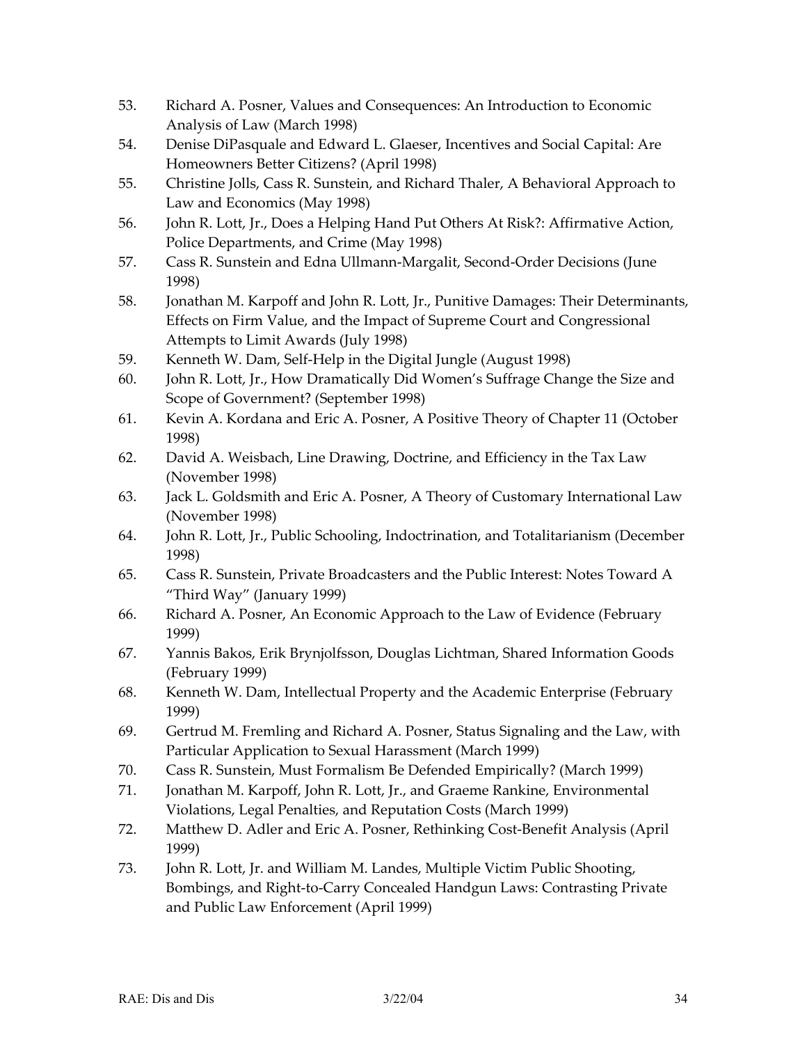53. Richard A. Posner, Values and Consequences: An Introduction to Economic Analysis of Law (March 1998)
54. Denise DiPasquale and Edward L. Glaeser, Incentives and Social Capital: Are Homeowners Better Citizens? (April 1998)
55. Christine Jolls, Cass R. Sunstein, and Richard Thaler, A Behavioral Approach to Law and Economics (May 1998)
56. John R. Lott, Jr., Does a Helping Hand Put Others At Risk?: Affirmative Action, Police Departments, and Crime (May 1998)
57. Cass R. Sunstein and Edna Ullmann-Margalit, Second-Order Decisions (June 1998)
58. Jonathan M. Karpoff and John R. Lott, Jr., Punitive Damages: Their Determinants, Effects on Firm Value, and the Impact of Supreme Court and Congressional Attempts to Limit Awards (July 1998)
59. Kenneth W. Dam, Self-Help in the Digital Jungle (August 1998)
60. John R. Lott, Jr., How Dramatically Did Women's Suffrage Change the Size and Scope of Government? (September 1998)
61. Kevin A. Kordana and Eric A. Posner, A Positive Theory of Chapter 11 (October 1998)
62. David A. Weisbach, Line Drawing, Doctrine, and Efficiency in the Tax Law (November 1998)
63. Jack L. Goldsmith and Eric A. Posner, A Theory of Customary International Law (November 1998)
64. John R. Lott, Jr., Public Schooling, Indoctrination, and Totalitarianism (December 1998)
65. Cass R. Sunstein, Private Broadcasters and the Public Interest: Notes Toward A "Third Way" (January 1999)
66. Richard A. Posner, An Economic Approach to the Law of Evidence (February 1999)
67. Yannis Bakos, Erik Brynjolfsson, Douglas Lichtman, Shared Information Goods (February 1999)
68. Kenneth W. Dam, Intellectual Property and the Academic Enterprise (February 1999)
69. Gertrud M. Fremling and Richard A. Posner, Status Signaling and the Law, with Particular Application to Sexual Harassment (March 1999)
70. Cass R. Sunstein, Must Formalism Be Defended Empirically? (March 1999)
71. Jonathan M. Karpoff, John R. Lott, Jr., and Graeme Rankine, Environmental Violations, Legal Penalties, and Reputation Costs (March 1999)
72. Matthew D. Adler and Eric A. Posner, Rethinking Cost-Benefit Analysis (April 1999)
73. John R. Lott, Jr. and William M. Landes, Multiple Victim Public Shooting, Bombings, and Right-to-Carry Concealed Handgun Laws: Contrasting Private and Public Law Enforcement (April 1999)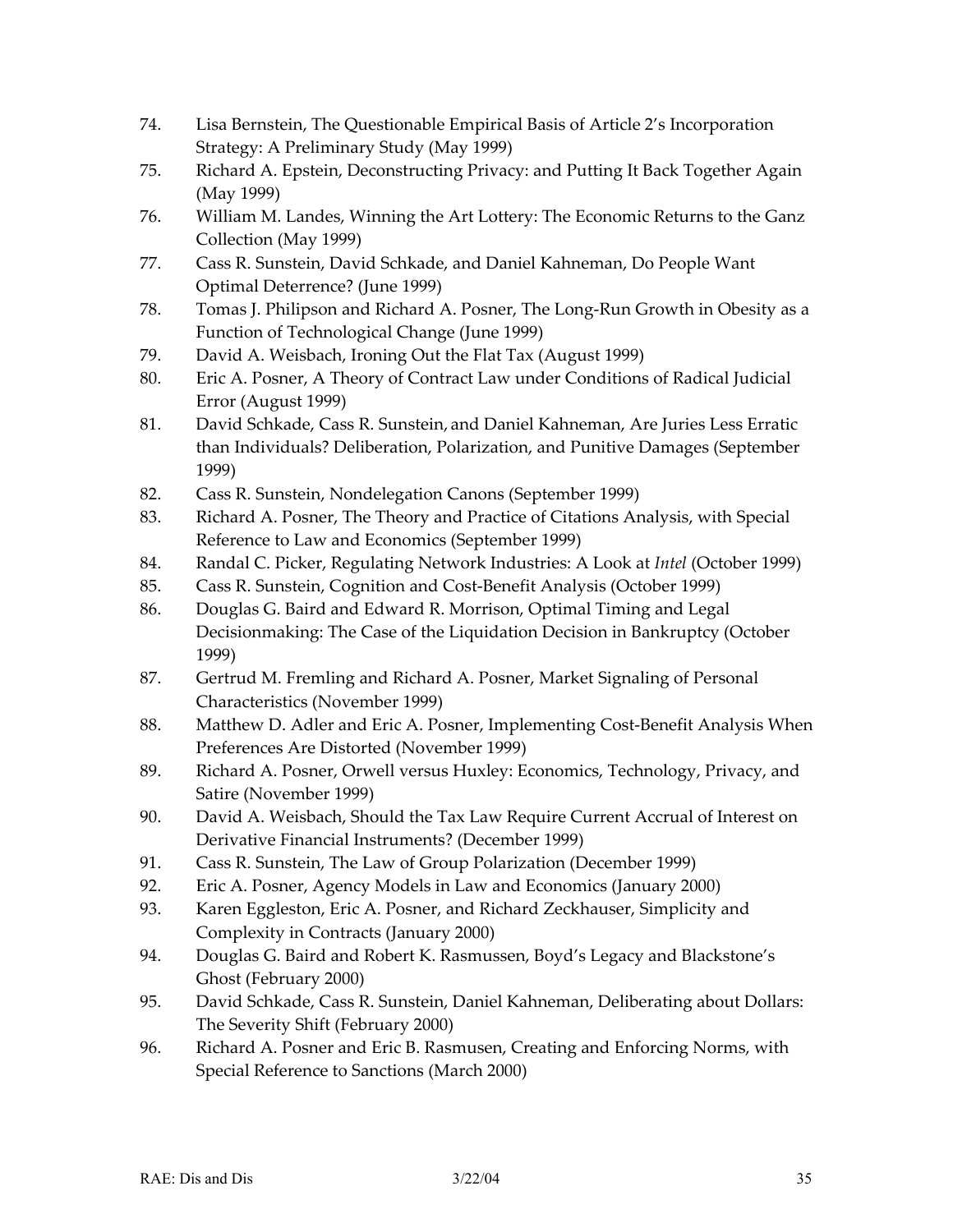74. Lisa Bernstein, The Questionable Empirical Basis of Article 2's Incorporation Strategy: A Preliminary Study (May 1999)
75. Richard A. Epstein, Deconstructing Privacy: and Putting It Back Together Again (May 1999)
76. William M. Landes, Winning the Art Lottery: The Economic Returns to the Ganz Collection (May 1999)
77. Cass R. Sunstein, David Schkade, and Daniel Kahneman, Do People Want Optimal Deterrence? (June 1999)
78. Tomas J. Philipson and Richard A. Posner, The Long-Run Growth in Obesity as a Function of Technological Change (June 1999)
79. David A. Weisbach, Ironing Out the Flat Tax (August 1999)
80. Eric A. Posner, A Theory of Contract Law under Conditions of Radical Judicial Error (August 1999)
81. David Schkade, Cass R. Sunstein, and Daniel Kahneman, Are Juries Less Erratic than Individuals? Deliberation, Polarization, and Punitive Damages (September 1999)
82. Cass R. Sunstein, Nondelegation Canons (September 1999)
83. Richard A. Posner, The Theory and Practice of Citations Analysis, with Special Reference to Law and Economics (September 1999)
84. Randal C. Picker, Regulating Network Industries: A Look at *Intel* (October 1999)
85. Cass R. Sunstein, Cognition and Cost-Benefit Analysis (October 1999)
86. Douglas G. Baird and Edward R. Morrison, Optimal Timing and Legal Decisionmaking: The Case of the Liquidation Decision in Bankruptcy (October 1999)
87. Gertrud M. Fremling and Richard A. Posner, Market Signaling of Personal Characteristics (November 1999)
88. Matthew D. Adler and Eric A. Posner, Implementing Cost-Benefit Analysis When Preferences Are Distorted (November 1999)
89. Richard A. Posner, Orwell versus Huxley: Economics, Technology, Privacy, and Satire (November 1999)
90. David A. Weisbach, Should the Tax Law Require Current Accrual of Interest on Derivative Financial Instruments? (December 1999)
91. Cass R. Sunstein, The Law of Group Polarization (December 1999)
92. Eric A. Posner, Agency Models in Law and Economics (January 2000)
93. Karen Eggleston, Eric A. Posner, and Richard Zeckhauser, Simplicity and Complexity in Contracts (January 2000)
94. Douglas G. Baird and Robert K. Rasmussen, Boyd's Legacy and Blackstone's Ghost (February 2000)
95. David Schkade, Cass R. Sunstein, Daniel Kahneman, Deliberating about Dollars: The Severity Shift (February 2000)
96. Richard A. Posner and Eric B. Rasmusen, Creating and Enforcing Norms, with Special Reference to Sanctions (March 2000)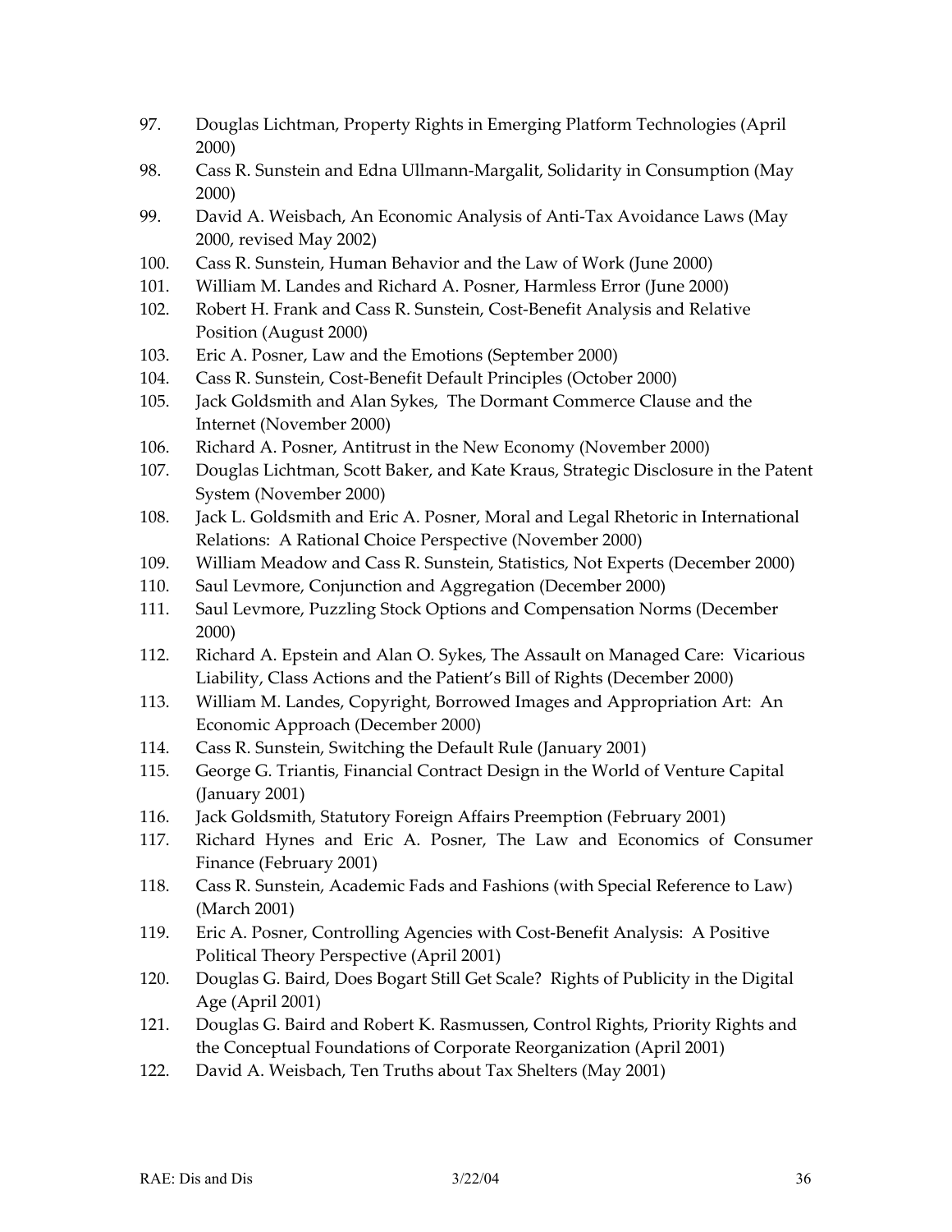97. Douglas Lichtman, Property Rights in Emerging Platform Technologies (April 2000)
98. Cass R. Sunstein and Edna Ullmann-Margalit, Solidarity in Consumption (May 2000)
99. David A. Weisbach, An Economic Analysis of Anti-Tax Avoidance Laws (May 2000, revised May 2002)
100. Cass R. Sunstein, Human Behavior and the Law of Work (June 2000)
101. William M. Landes and Richard A. Posner, Harmless Error (June 2000)
102. Robert H. Frank and Cass R. Sunstein, Cost-Benefit Analysis and Relative Position (August 2000)
103. Eric A. Posner, Law and the Emotions (September 2000)
104. Cass R. Sunstein, Cost-Benefit Default Principles (October 2000)
105. Jack Goldsmith and Alan Sykes, The Dormant Commerce Clause and the Internet (November 2000)
106. Richard A. Posner, Antitrust in the New Economy (November 2000)
107. Douglas Lichtman, Scott Baker, and Kate Kraus, Strategic Disclosure in the Patent System (November 2000)
108. Jack L. Goldsmith and Eric A. Posner, Moral and Legal Rhetoric in International Relations: A Rational Choice Perspective (November 2000)
109. William Meadow and Cass R. Sunstein, Statistics, Not Experts (December 2000)
110. Saul Levmore, Conjunction and Aggregation (December 2000)
111. Saul Levmore, Puzzling Stock Options and Compensation Norms (December 2000)
112. Richard A. Epstein and Alan O. Sykes, The Assault on Managed Care: Vicarious Liability, Class Actions and the Patient's Bill of Rights (December 2000)
113. William M. Landes, Copyright, Borrowed Images and Appropriation Art: An Economic Approach (December 2000)
114. Cass R. Sunstein, Switching the Default Rule (January 2001)
115. George G. Triantis, Financial Contract Design in the World of Venture Capital (January 2001)
116. Jack Goldsmith, Statutory Foreign Affairs Preemption (February 2001)
117. Richard Hynes and Eric A. Posner, The Law and Economics of Consumer Finance (February 2001)
118. Cass R. Sunstein, Academic Fads and Fashions (with Special Reference to Law) (March 2001)
119. Eric A. Posner, Controlling Agencies with Cost-Benefit Analysis: A Positive Political Theory Perspective (April 2001)
120. Douglas G. Baird, Does Bogart Still Get Scale? Rights of Publicity in the Digital Age (April 2001)
121. Douglas G. Baird and Robert K. Rasmussen, Control Rights, Priority Rights and the Conceptual Foundations of Corporate Reorganization (April 2001)
122. David A. Weisbach, Ten Truths about Tax Shelters (May 2001)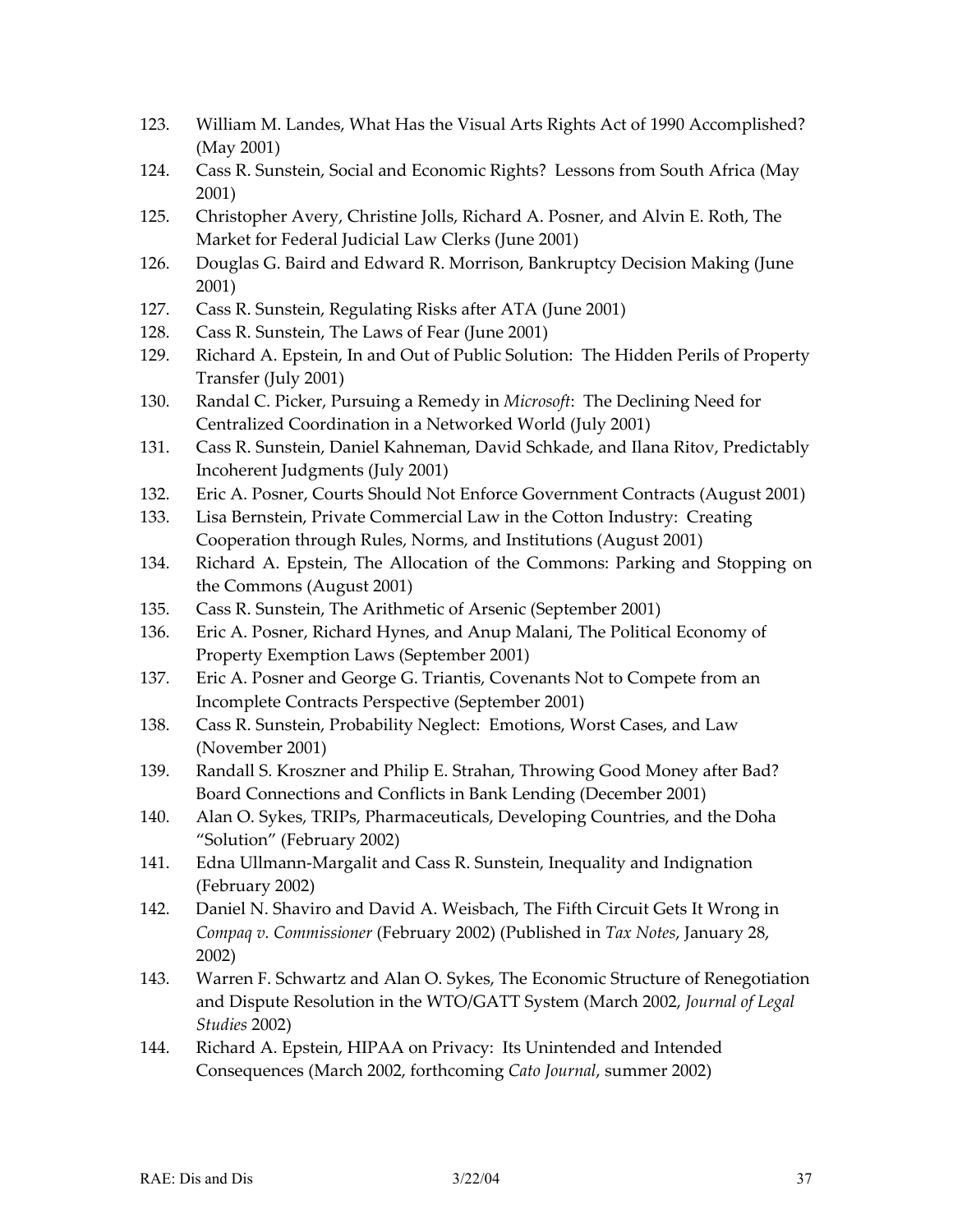123. William M. Landes, What Has the Visual Arts Rights Act of 1990 Accomplished? (May 2001)
124. Cass R. Sunstein, Social and Economic Rights? Lessons from South Africa (May 2001)
125. Christopher Avery, Christine Jolls, Richard A. Posner, and Alvin E. Roth, The Market for Federal Judicial Law Clerks (June 2001)
126. Douglas G. Baird and Edward R. Morrison, Bankruptcy Decision Making (June 2001)
127. Cass R. Sunstein, Regulating Risks after ATA (June 2001)
128. Cass R. Sunstein, The Laws of Fear (June 2001)
129. Richard A. Epstein, In and Out of Public Solution: The Hidden Perils of Property Transfer (July 2001)
130. Randal C. Picker, Pursuing a Remedy in *Microsoft*: The Declining Need for Centralized Coordination in a Networked World (July 2001)
131. Cass R. Sunstein, Daniel Kahneman, David Schkade, and Ilana Ritov, Predictably Incoherent Judgments (July 2001)
132. Eric A. Posner, Courts Should Not Enforce Government Contracts (August 2001)
133. Lisa Bernstein, Private Commercial Law in the Cotton Industry: Creating Cooperation through Rules, Norms, and Institutions (August 2001)
134. Richard A. Epstein, The Allocation of the Commons: Parking and Stopping on the Commons (August 2001)
135. Cass R. Sunstein, The Arithmetic of Arsenic (September 2001)
136. Eric A. Posner, Richard Hynes, and Anup Malani, The Political Economy of Property Exemption Laws (September 2001)
137. Eric A. Posner and George G. Triantis, Covenants Not to Compete from an Incomplete Contracts Perspective (September 2001)
138. Cass R. Sunstein, Probability Neglect: Emotions, Worst Cases, and Law (November 2001)
139. Randall S. Kroszner and Philip E. Strahan, Throwing Good Money after Bad? Board Connections and Conflicts in Bank Lending (December 2001)
140. Alan O. Sykes, TRIPs, Pharmaceuticals, Developing Countries, and the Doha "Solution" (February 2002)
141. Edna Ullmann-Margalit and Cass R. Sunstein, Inequality and Indignation (February 2002)
142. Daniel N. Shaviro and David A. Weisbach, The Fifth Circuit Gets It Wrong in *Compaq v. Commissioner* (February 2002) (Published in *Tax Notes*, January 28, 2002)
143. Warren F. Schwartz and Alan O. Sykes, The Economic Structure of Renegotiation and Dispute Resolution in the WTO/GATT System (March 2002, *Journal of Legal Studies* 2002)
144. Richard A. Epstein, HIPAA on Privacy: Its Unintended and Intended Consequences (March 2002, forthcoming *Cato Journal*, summer 2002)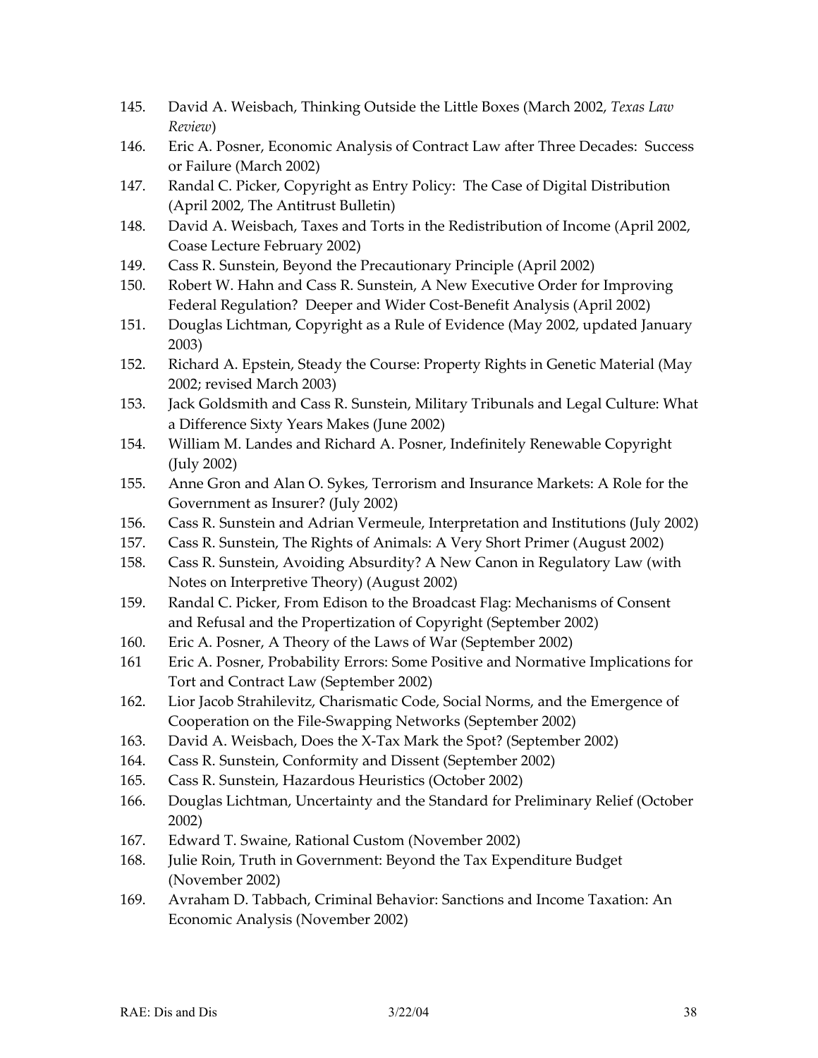145. David A. Weisbach, Thinking Outside the Little Boxes (March 2002, *Texas Law Review*)
146. Eric A. Posner, Economic Analysis of Contract Law after Three Decades: Success or Failure (March 2002)
147. Randal C. Picker, Copyright as Entry Policy: The Case of Digital Distribution (April 2002, The Antitrust Bulletin)
148. David A. Weisbach, Taxes and Torts in the Redistribution of Income (April 2002, Coase Lecture February 2002)
149. Cass R. Sunstein, Beyond the Precautionary Principle (April 2002)
150. Robert W. Hahn and Cass R. Sunstein, A New Executive Order for Improving Federal Regulation? Deeper and Wider Cost-Benefit Analysis (April 2002)
151. Douglas Lichtman, Copyright as a Rule of Evidence (May 2002, updated January 2003)
152. Richard A. Epstein, Steady the Course: Property Rights in Genetic Material (May 2002; revised March 2003)
153. Jack Goldsmith and Cass R. Sunstein, Military Tribunals and Legal Culture: What a Difference Sixty Years Makes (June 2002)
154. William M. Landes and Richard A. Posner, Indefinitely Renewable Copyright (July 2002)
155. Anne Gron and Alan O. Sykes, Terrorism and Insurance Markets: A Role for the Government as Insurer? (July 2002)
156. Cass R. Sunstein and Adrian Vermeule, Interpretation and Institutions (July 2002)
157. Cass R. Sunstein, The Rights of Animals: A Very Short Primer (August 2002)
158. Cass R. Sunstein, Avoiding Absurdity? A New Canon in Regulatory Law (with Notes on Interpretive Theory) (August 2002)
159. Randal C. Picker, From Edison to the Broadcast Flag: Mechanisms of Consent and Refusal and the Propertization of Copyright (September 2002)
160. Eric A. Posner, A Theory of the Laws of War (September 2002)
161 Eric A. Posner, Probability Errors: Some Positive and Normative Implications for Tort and Contract Law (September 2002)
162. Lior Jacob Strahilevitz, Charismatic Code, Social Norms, and the Emergence of Cooperation on the File-Swapping Networks (September 2002)
163. David A. Weisbach, Does the X-Tax Mark the Spot? (September 2002)
164. Cass R. Sunstein, Conformity and Dissent (September 2002)
165. Cass R. Sunstein, Hazardous Heuristics (October 2002)
166. Douglas Lichtman, Uncertainty and the Standard for Preliminary Relief (October 2002)
167. Edward T. Swaine, Rational Custom (November 2002)
168. Julie Roin, Truth in Government: Beyond the Tax Expenditure Budget (November 2002)
169. Avraham D. Tabbach, Criminal Behavior: Sanctions and Income Taxation: An Economic Analysis (November 2002)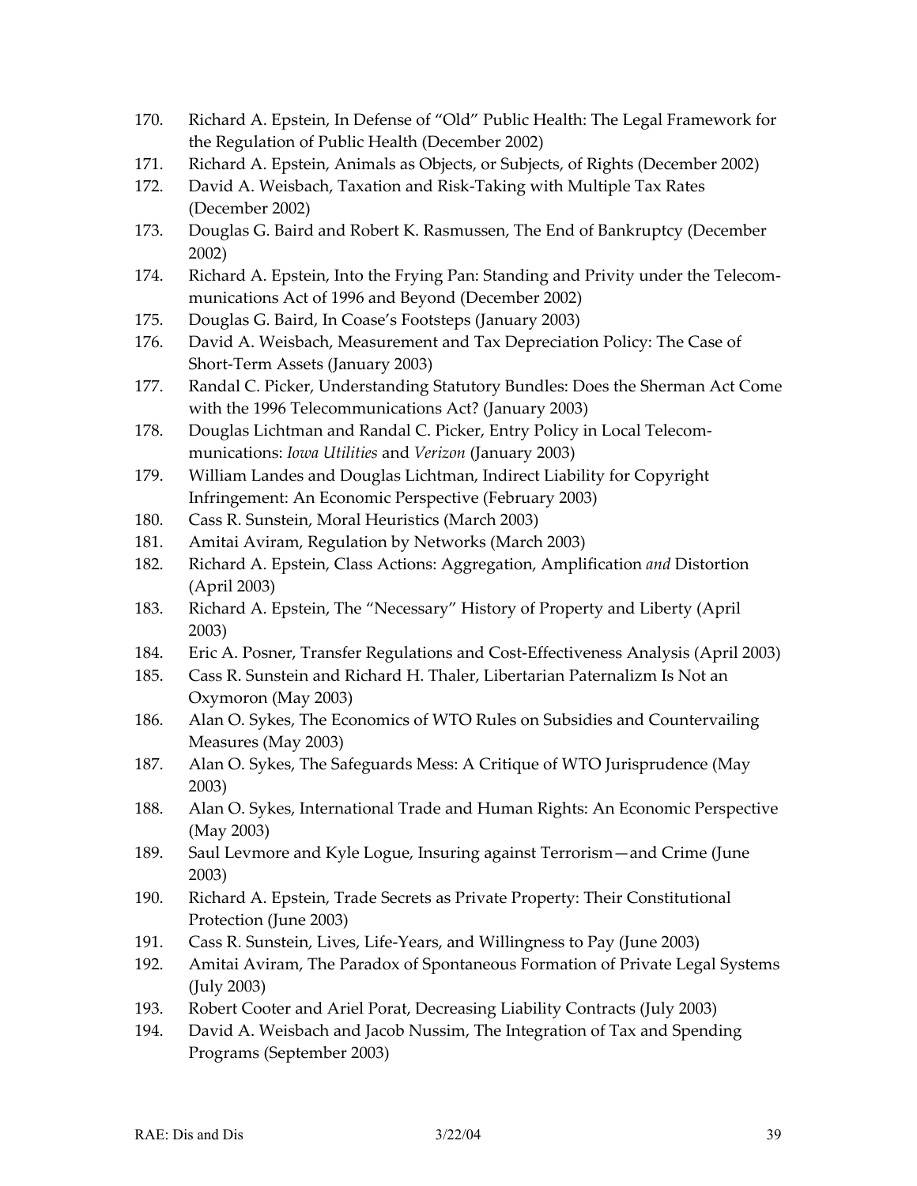170. Richard A. Epstein, In Defense of "Old" Public Health: The Legal Framework for the Regulation of Public Health (December 2002)
171. Richard A. Epstein, Animals as Objects, or Subjects, of Rights (December 2002)
172. David A. Weisbach, Taxation and Risk-Taking with Multiple Tax Rates (December 2002)
173. Douglas G. Baird and Robert K. Rasmussen, The End of Bankruptcy (December 2002)
174. Richard A. Epstein, Into the Frying Pan: Standing and Privity under the Telecommunications Act of 1996 and Beyond (December 2002)
175. Douglas G. Baird, In Coase's Footsteps (January 2003)
176. David A. Weisbach, Measurement and Tax Depreciation Policy: The Case of Short-Term Assets (January 2003)
177. Randal C. Picker, Understanding Statutory Bundles: Does the Sherman Act Come with the 1996 Telecommunications Act? (January 2003)
178. Douglas Lichtman and Randal C. Picker, Entry Policy in Local Telecommunications: *Iowa Utilities* and *Verizon* (January 2003)
179. William Landes and Douglas Lichtman, Indirect Liability for Copyright Infringement: An Economic Perspective (February 2003)
180. Cass R. Sunstein, Moral Heuristics (March 2003)
181. Amitai Aviram, Regulation by Networks (March 2003)
182. Richard A. Epstein, Class Actions: Aggregation, Amplification *and* Distortion (April 2003)
183. Richard A. Epstein, The "Necessary" History of Property and Liberty (April 2003)
184. Eric A. Posner, Transfer Regulations and Cost-Effectiveness Analysis (April 2003)
185. Cass R. Sunstein and Richard H. Thaler, Libertarian Paternalizm Is Not an Oxymoron (May 2003)
186. Alan O. Sykes, The Economics of WTO Rules on Subsidies and Countervailing Measures (May 2003)
187. Alan O. Sykes, The Safeguards Mess: A Critique of WTO Jurisprudence (May 2003)
188. Alan O. Sykes, International Trade and Human Rights: An Economic Perspective (May 2003)
189. Saul Levmore and Kyle Logue, Insuring against Terrorism—and Crime (June 2003)
190. Richard A. Epstein, Trade Secrets as Private Property: Their Constitutional Protection (June 2003)
191. Cass R. Sunstein, Lives, Life-Years, and Willingness to Pay (June 2003)
192. Amitai Aviram, The Paradox of Spontaneous Formation of Private Legal Systems (July 2003)
193. Robert Cooter and Ariel Porat, Decreasing Liability Contracts (July 2003)
194. David A. Weisbach and Jacob Nussim, The Integration of Tax and Spending Programs (September 2003)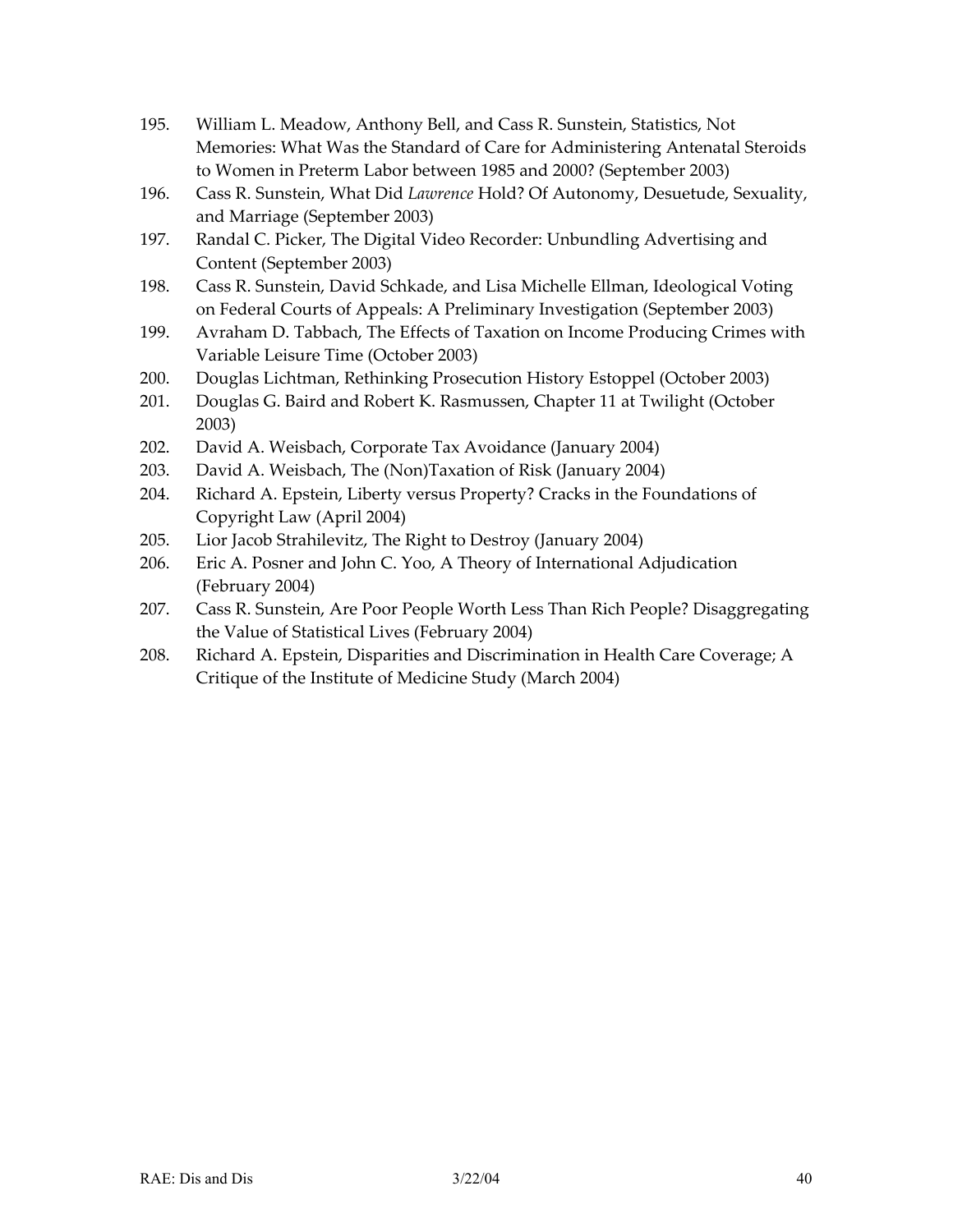195. William L. Meadow, Anthony Bell, and Cass R. Sunstein, Statistics, Not Memories: What Was the Standard of Care for Administering Antenatal Steroids to Women in Preterm Labor between 1985 and 2000? (September 2003)
196. Cass R. Sunstein, What Did *Lawrence* Hold? Of Autonomy, Desuetude, Sexuality, and Marriage (September 2003)
197. Randal C. Picker, The Digital Video Recorder: Unbundling Advertising and Content (September 2003)
198. Cass R. Sunstein, David Schkade, and Lisa Michelle Ellman, Ideological Voting on Federal Courts of Appeals: A Preliminary Investigation (September 2003)
199. Avraham D. Tabbach, The Effects of Taxation on Income Producing Crimes with Variable Leisure Time (October 2003)
200. Douglas Lichtman, Rethinking Prosecution History Estoppel (October 2003)
201. Douglas G. Baird and Robert K. Rasmussen, Chapter 11 at Twilight (October 2003)
202. David A. Weisbach, Corporate Tax Avoidance (January 2004)
203. David A. Weisbach, The (Non)Taxation of Risk (January 2004)
204. Richard A. Epstein, Liberty versus Property? Cracks in the Foundations of Copyright Law (April 2004)
205. Lior Jacob Strahilevitz, The Right to Destroy (January 2004)
206. Eric A. Posner and John C. Yoo, A Theory of International Adjudication (February 2004)
207. Cass R. Sunstein, Are Poor People Worth Less Than Rich People? Disaggregating the Value of Statistical Lives (February 2004)
208. Richard A. Epstein, Disparities and Discrimination in Health Care Coverage; A Critique of the Institute of Medicine Study (March 2004)